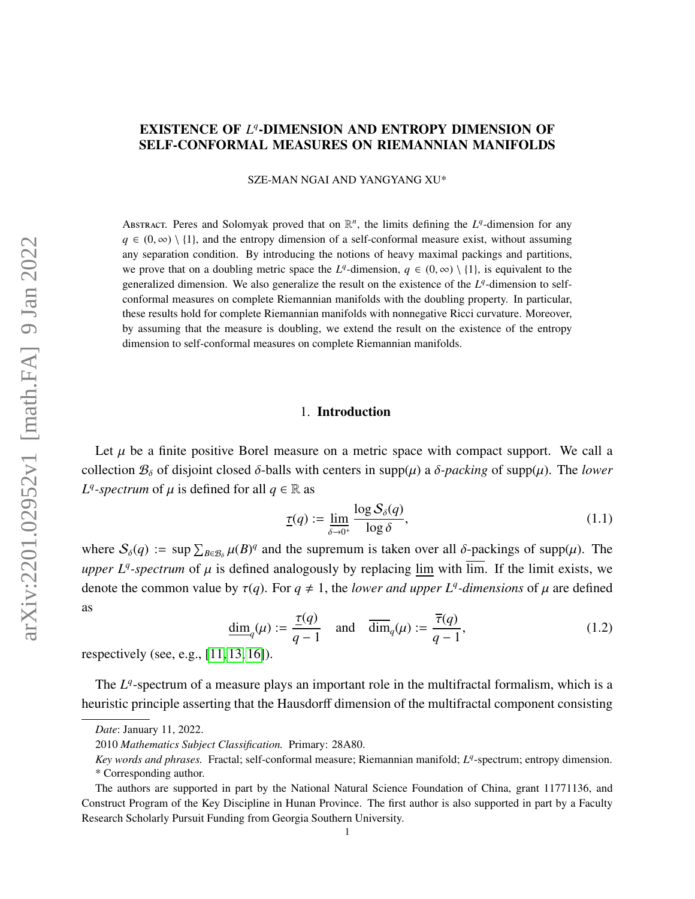# EXISTENCE OF $L^q$-DIMENSION AND ENTROPY DIMENSION OF SELF-CONFORMAL MEASURES ON RIEMANNIAN MANIFOLDS

SZE-MAN NGAI AND YANGYANG XU*

Abstract. Peres and Solomyak proved that on $\mathbb{R}^n$, the limits defining the $L^q$-dimension for any $q \in (0, \infty) \setminus \{1\}$, and the entropy dimension of a self-conformal measure exist, without assuming any separation condition. By introducing the notions of heavy maximal packings and partitions, we prove that on a doubling metric space the $L^q$-dimension, $q \in (0, \infty) \setminus \{1\}$, is equivalent to the generalized dimension. We also generalize the result on the existence of the $L^q$-dimension to self-conformal measures on complete Riemannian manifolds with the doubling property. In particular, these results hold for complete Riemannian manifolds with nonnegative Ricci curvature. Moreover, by assuming that the measure is doubling, we extend the result on the existence of the entropy dimension to self-conformal measures on complete Riemannian manifolds.

## 1. Introduction

Let $\mu$ be a finite positive Borel measure on a metric space with compact support. We call a collection $\mathcal{B}_\delta$ of disjoint closed $\delta$-balls with centers in $\operatorname{supp}(\mu)$ a *$\delta$-packing* of $\operatorname{supp}(\mu)$. The *lower $L^q$-spectrum* of $\mu$ is defined for all $q \in \mathbb{R}$ as

$$\underline{\tau}(q) := \varliminf_{\delta \to 0^+} \frac{\log \mathcal{S}_\delta(q)}{\log \delta}, \tag{1.1}$$

where $\mathcal{S}_\delta(q) := \sup \sum_{B \in \mathcal{B}_\delta} \mu(B)^q$ and the supremum is taken over all $\delta$-packings of $\operatorname{supp}(\mu)$. The *upper $L^q$-spectrum* of $\mu$ is defined analogously by replacing $\varliminf$ with $\varlimsup$. If the limit exists, we denote the common value by $\tau(q)$. For $q \neq 1$, the *lower and upper $L^q$-dimensions* of $\mu$ are defined as

$$\underline{\dim}_q(\mu) := \frac{\underline{\tau}(q)}{q-1} \quad \text{and} \quad \overline{\dim}_q(\mu) := \frac{\overline{\tau}(q)}{q-1}, \tag{1.2}$$

respectively (see, e.g., [11, 13, 16]).

The $L^q$-spectrum of a measure plays an important role in the multifractal formalism, which is a heuristic principle asserting that the Hausdorff dimension of the multifractal component consisting

*Date*: January 11, 2022.

2010 *Mathematics Subject Classification.* Primary: 28A80.

*Key words and phrases.* Fractal; self-conformal measure; Riemannian manifold; $L^q$-spectrum; entropy dimension.

\* Corresponding author.

The authors are supported in part by the National Natural Science Foundation of China, grant 11771136, and Construct Program of the Key Discipline in Hunan Province. The first author is also supported in part by a Faculty Research Scholarly Pursuit Funding from Georgia Southern University.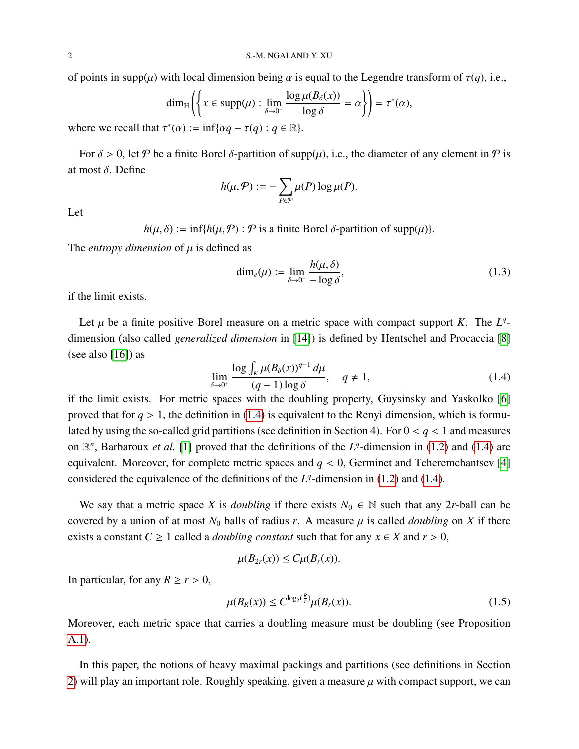of points in supp($\mu$) with local dimension being $\alpha$ is equal to the Legendre transform of $\tau(q)$, i.e.,

$$\dim_{\mathrm{H}}\left(\left\{x \in \operatorname{supp}(\mu) : \lim_{\delta\to 0^+} \frac{\log \mu(B_\delta(x))}{\log \delta} = \alpha\right\}\right) = \tau^*(\alpha),$$

where we recall that $\tau^*(\alpha) := \inf\{\alpha q - \tau(q) : q \in \mathbb{R}\}$.

For $\delta > 0$, let $\mathcal{P}$ be a finite Borel $\delta$-partition of supp($\mu$), i.e., the diameter of any element in $\mathcal{P}$ is at most $\delta$. Define

$$h(\mu, \mathcal{P}) := -\sum_{P\in\mathcal{P}} \mu(P) \log \mu(P).$$

Let

$$h(\mu, \delta) := \inf\{h(\mu, \mathcal{P}) : \mathcal{P} \text{ is a finite Borel } \delta\text{-partition of } \operatorname{supp}(\mu)\}.$$

The *entropy dimension* of $\mu$ is defined as

$$\dim_e(\mu) := \lim_{\delta\to 0^+} \frac{h(\mu, \delta)}{-\log \delta}, \tag{1.3}$$

if the limit exists.

Let $\mu$ be a finite positive Borel measure on a metric space with compact support $K$. The $L^q$-dimension (also called *generalized dimension* in [14]) is defined by Hentschel and Procaccia [8] (see also [16]) as

$$\lim_{\delta\to 0^+} \frac{\log \int_K \mu(B_\delta(x))^{q-1}\, d\mu}{(q-1)\log \delta}, \quad q \neq 1, \tag{1.4}$$

if the limit exists. For metric spaces with the doubling property, Guysinsky and Yaskolko [6] proved that for $q > 1$, the definition in (1.4) is equivalent to the Renyi dimension, which is formulated by using the so-called grid partitions (see definition in Section 4). For $0 < q < 1$ and measures on $\mathbb{R}^n$, Barbaroux *et al.* [1] proved that the definitions of the $L^q$-dimension in (1.2) and (1.4) are equivalent. Moreover, for complete metric spaces and $q < 0$, Germinet and Tcheremchantsev [4] considered the equivalence of the definitions of the $L^q$-dimension in (1.2) and (1.4).

We say that a metric space $X$ is *doubling* if there exists $N_0 \in \mathbb{N}$ such that any $2r$-ball can be covered by a union of at most $N_0$ balls of radius $r$. A measure $\mu$ is called *doubling* on $X$ if there exists a constant $C \geq 1$ called a *doubling constant* such that for any $x \in X$ and $r > 0$,

$$\mu(B_{2r}(x)) \leq C\mu(B_r(x)).$$

In particular, for any $R \geq r > 0$,

$$\mu(B_R(x)) \leq C^{\log_2(\frac{R}{r})}\mu(B_r(x)). \tag{1.5}$$

Moreover, each metric space that carries a doubling measure must be doubling (see Proposition A.1).

In this paper, the notions of heavy maximal packings and partitions (see definitions in Section 2) will play an important role. Roughly speaking, given a measure $\mu$ with compact support, we can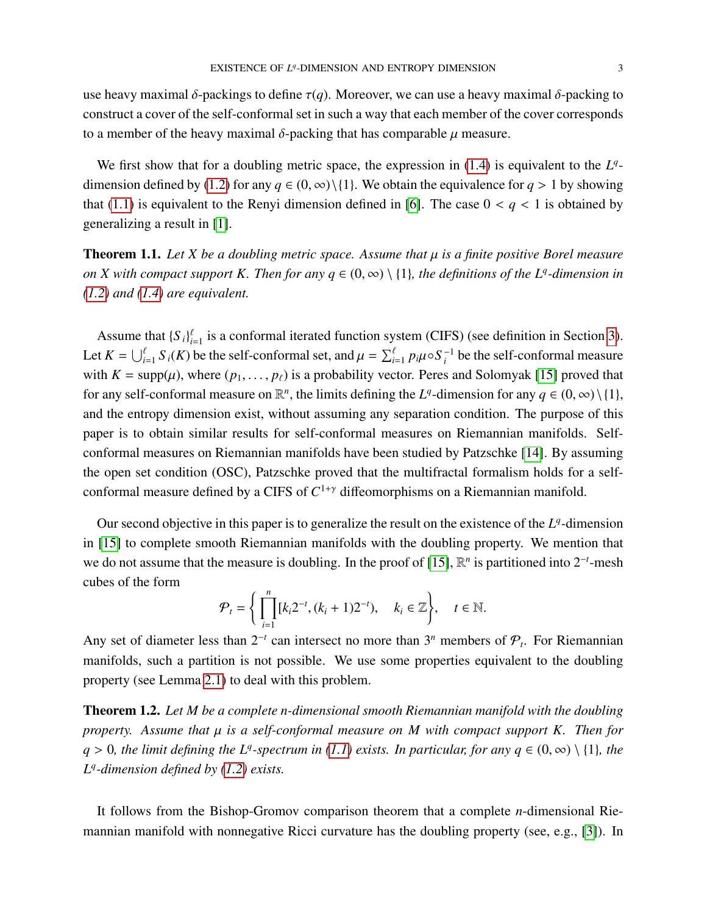use heavy maximal $\delta$-packings to define $\tau(q)$. Moreover, we can use a heavy maximal $\delta$-packing to construct a cover of the self-conformal set in such a way that each member of the cover corresponds to a member of the heavy maximal $\delta$-packing that has comparable $\mu$ measure.

We first show that for a doubling metric space, the expression in (1.4) is equivalent to the $L^q$-dimension defined by (1.2) for any $q \in (0, \infty)\setminus\{1\}$. We obtain the equivalence for $q > 1$ by showing that (1.1) is equivalent to the Renyi dimension defined in [6]. The case $0 < q < 1$ is obtained by generalizing a result in [1].

**Theorem 1.1.** *Let $X$ be a doubling metric space. Assume that $\mu$ is a finite positive Borel measure on $X$ with compact support $K$. Then for any $q \in (0, \infty) \setminus \{1\}$, the definitions of the $L^q$-dimension in (1.2) and (1.4) are equivalent.*

Assume that $\{S_i\}_{i=1}^{\ell}$ is a conformal iterated function system (CIFS) (see definition in Section 3). Let $K = \bigcup_{i=1}^{\ell} S_i(K)$ be the self-conformal set, and $\mu = \sum_{i=1}^{\ell} p_i \mu \circ S_i^{-1}$ be the self-conformal measure with $K = \operatorname{supp}(\mu)$, where $(p_1, \ldots, p_\ell)$ is a probability vector. Peres and Solomyak [15] proved that for any self-conformal measure on $\mathbb{R}^n$, the limits defining the $L^q$-dimension for any $q \in (0, \infty)\setminus\{1\}$, and the entropy dimension exist, without assuming any separation condition. The purpose of this paper is to obtain similar results for self-conformal measures on Riemannian manifolds. Self-conformal measures on Riemannian manifolds have been studied by Patzschke [14]. By assuming the open set condition (OSC), Patzschke proved that the multifractal formalism holds for a self-conformal measure defined by a CIFS of $C^{1+\gamma}$ diffeomorphisms on a Riemannian manifold.

Our second objective in this paper is to generalize the result on the existence of the $L^q$-dimension in [15] to complete smooth Riemannian manifolds with the doubling property. We mention that we do not assume that the measure is doubling. In the proof of [15], $\mathbb{R}^n$ is partitioned into $2^{-t}$-mesh cubes of the form

$$\mathcal{P}_t = \left\{ \prod_{i=1}^{n} [k_i 2^{-t}, (k_i + 1)2^{-t}), \quad k_i \in \mathbb{Z} \right\}, \quad t \in \mathbb{N}.$$

Any set of diameter less than $2^{-t}$ can intersect no more than $3^n$ members of $\mathcal{P}_t$. For Riemannian manifolds, such a partition is not possible. We use some properties equivalent to the doubling property (see Lemma 2.1) to deal with this problem.

**Theorem 1.2.** *Let $M$ be a complete $n$-dimensional smooth Riemannian manifold with the doubling property. Assume that $\mu$ is a self-conformal measure on $M$ with compact support $K$. Then for $q > 0$, the limit defining the $L^q$-spectrum in (1.1) exists. In particular, for any $q \in (0, \infty) \setminus \{1\}$, the $L^q$-dimension defined by (1.2) exists.*

It follows from the Bishop-Gromov comparison theorem that a complete $n$-dimensional Riemannian manifold with nonnegative Ricci curvature has the doubling property (see, e.g., [3]). In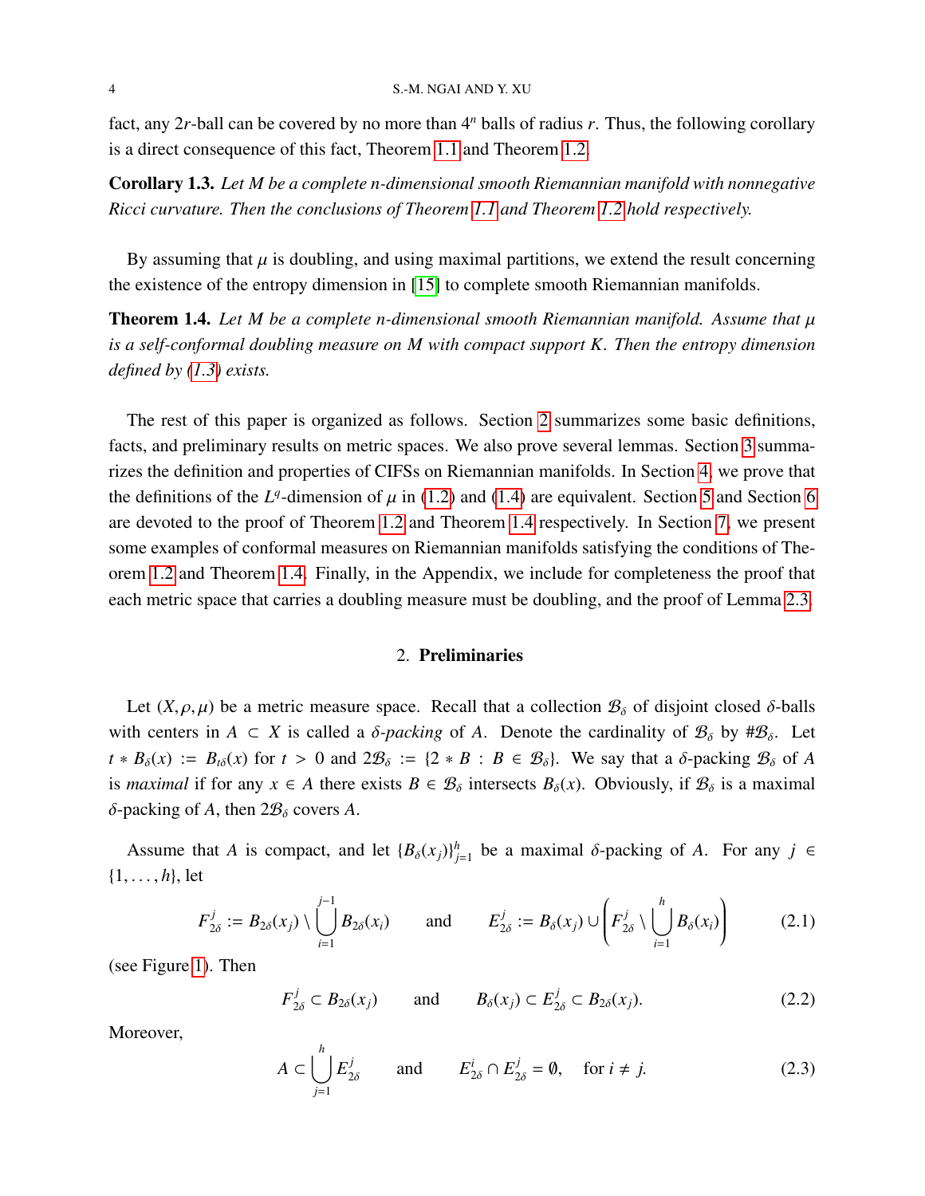fact, any $2r$-ball can be covered by no more than $4^n$ balls of radius $r$. Thus, the following corollary is a direct consequence of this fact, Theorem 1.1 and Theorem 1.2.

**Corollary 1.3.** *Let $M$ be a complete $n$-dimensional smooth Riemannian manifold with nonnegative Ricci curvature. Then the conclusions of Theorem 1.1 and Theorem 1.2 hold respectively.*

By assuming that $\mu$ is doubling, and using maximal partitions, we extend the result concerning the existence of the entropy dimension in [15] to complete smooth Riemannian manifolds.

**Theorem 1.4.** *Let $M$ be a complete $n$-dimensional smooth Riemannian manifold. Assume that $\mu$ is a self-conformal doubling measure on $M$ with compact support $K$. Then the entropy dimension defined by (1.3) exists.*

The rest of this paper is organized as follows. Section 2 summarizes some basic definitions, facts, and preliminary results on metric spaces. We also prove several lemmas. Section 3 summarizes the definition and properties of CIFSs on Riemannian manifolds. In Section 4, we prove that the definitions of the $L^q$-dimension of $\mu$ in (1.2) and (1.4) are equivalent. Section 5 and Section 6 are devoted to the proof of Theorem 1.2 and Theorem 1.4 respectively. In Section 7, we present some examples of conformal measures on Riemannian manifolds satisfying the conditions of Theorem 1.2 and Theorem 1.4. Finally, in the Appendix, we include for completeness the proof that each metric space that carries a doubling measure must be doubling, and the proof of Lemma 2.3.

## 2. Preliminaries

Let $(X, \rho, \mu)$ be a metric measure space. Recall that a collection $\mathcal{B}_\delta$ of disjoint closed $\delta$-balls with centers in $A \subset X$ is called a *$\delta$-packing* of $A$. Denote the cardinality of $\mathcal{B}_\delta$ by $\#\mathcal{B}_\delta$. Let $t * B_\delta(x) := B_{t\delta}(x)$ for $t > 0$ and $2\mathcal{B}_\delta := \{2 * B : B \in \mathcal{B}_\delta\}$. We say that a $\delta$-packing $\mathcal{B}_\delta$ of $A$ is *maximal* if for any $x \in A$ there exists $B \in \mathcal{B}_\delta$ intersects $B_\delta(x)$. Obviously, if $\mathcal{B}_\delta$ is a maximal $\delta$-packing of $A$, then $2\mathcal{B}_\delta$ covers $A$.

Assume that $A$ is compact, and let $\{B_\delta(x_j)\}_{j=1}^h$ be a maximal $\delta$-packing of $A$. For any $j \in \{1, \dots, h\}$, let

$$F_{2\delta}^j := B_{2\delta}(x_j) \setminus \bigcup_{i=1}^{j-1} B_{2\delta}(x_i) \qquad \text{and} \qquad E_{2\delta}^j := B_\delta(x_j) \cup \left( F_{2\delta}^j \setminus \bigcup_{i=1}^{h} B_\delta(x_i) \right) \tag{2.1}$$

(see Figure 1). Then

$$F_{2\delta}^j \subset B_{2\delta}(x_j) \qquad \text{and} \qquad B_\delta(x_j) \subset E_{2\delta}^j \subset B_{2\delta}(x_j). \tag{2.2}$$

Moreover,

$$A \subset \bigcup_{j=1}^{h} E_{2\delta}^j \qquad \text{and} \qquad E_{2\delta}^i \cap E_{2\delta}^j = \emptyset, \quad \text{for } i \neq j. \tag{2.3}$$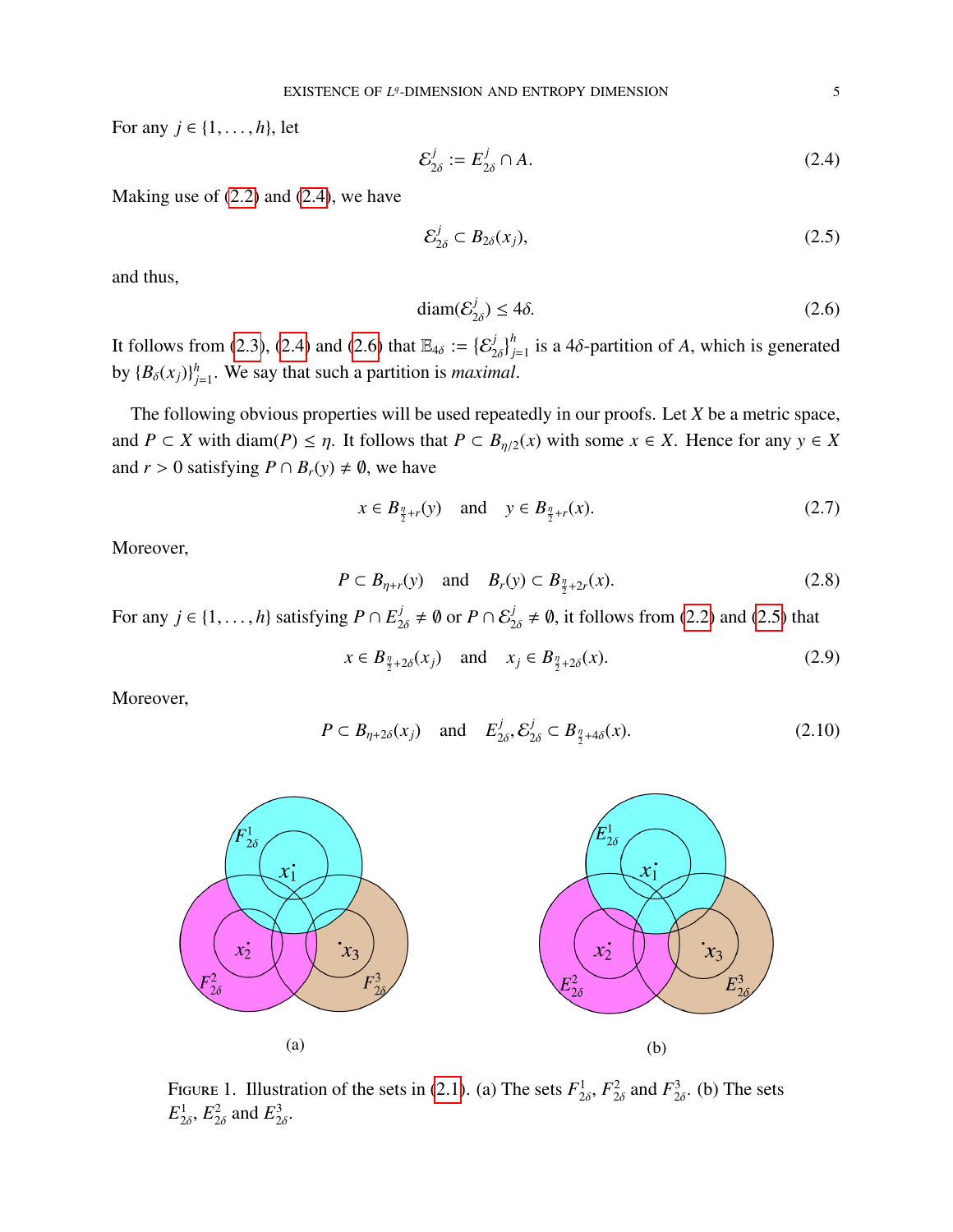For any $j \in \{1, \ldots, h\}$, let

$$\mathcal{E}^j_{2\delta} := E^j_{2\delta} \cap A. \tag{2.4}$$

Making use of (2.2) and (2.4), we have

$$\mathcal{E}^j_{2\delta} \subset B_{2\delta}(x_j), \tag{2.5}$$

and thus,

$$\operatorname{diam}(\mathcal{E}^j_{2\delta}) \leq 4\delta. \tag{2.6}$$

It follows from (2.3), (2.4) and (2.6) that $\mathbb{E}_{4\delta} := \{\mathcal{E}^j_{2\delta}\}_{j=1}^h$ is a $4\delta$-partition of $A$, which is generated by $\{B_\delta(x_j)\}_{j=1}^h$. We say that such a partition is *maximal*.

The following obvious properties will be used repeatedly in our proofs. Let $X$ be a metric space, and $P \subset X$ with $\operatorname{diam}(P) \leq \eta$. It follows that $P \subset B_{\eta/2}(x)$ with some $x \in X$. Hence for any $y \in X$ and $r > 0$ satisfying $P \cap B_r(y) \neq \emptyset$, we have

$$x \in B_{\frac{\eta}{2}+r}(y) \quad \text{and} \quad y \in B_{\frac{\eta}{2}+r}(x). \tag{2.7}$$

Moreover,

$$P \subset B_{\eta+r}(y) \quad \text{and} \quad B_r(y) \subset B_{\frac{\eta}{2}+2r}(x). \tag{2.8}$$

For any $j \in \{1, \ldots, h\}$ satisfying $P \cap E^j_{2\delta} \neq \emptyset$ or $P \cap \mathcal{E}^j_{2\delta} \neq \emptyset$, it follows from (2.2) and (2.5) that

$$x \in B_{\frac{\eta}{2}+2\delta}(x_j) \quad \text{and} \quad x_j \in B_{\frac{\eta}{2}+2\delta}(x). \tag{2.9}$$

Moreover,

$$P \subset B_{\eta+2\delta}(x_j) \quad \text{and} \quad E^j_{2\delta}, \mathcal{E}^j_{2\delta} \subset B_{\frac{\eta}{2}+4\delta}(x). \tag{2.10}$$

Figure 1. Illustration of the sets in (2.1). (a) The sets $F^1_{2\delta}$, $F^2_{2\delta}$ and $F^3_{2\delta}$. (b) The sets $E^1_{2\delta}$, $E^2_{2\delta}$ and $E^3_{2\delta}$.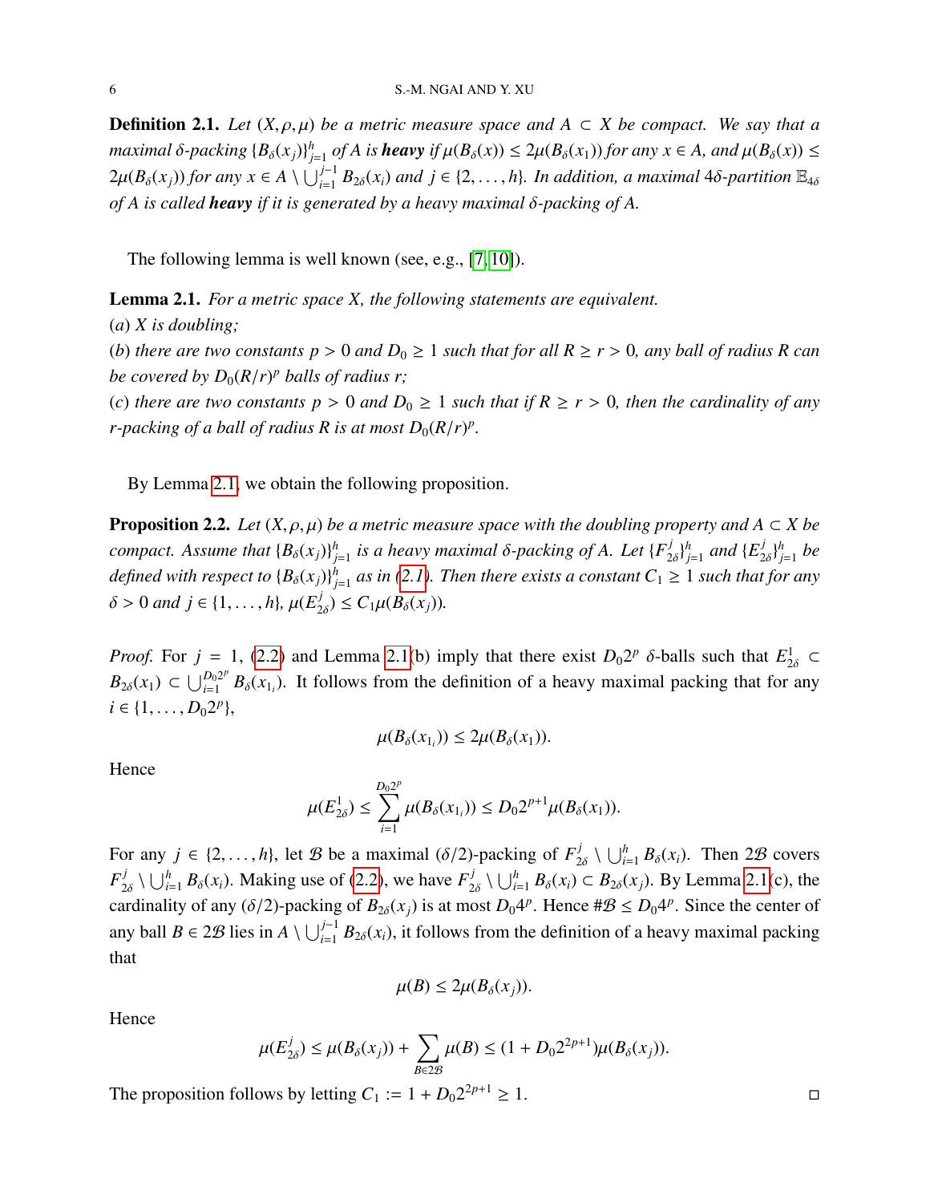**Definition 2.1.** *Let $(X, \rho, \mu)$ be a metric measure space and $A \subset X$ be compact. We say that a maximal $\delta$-packing $\{B_\delta(x_j)\}_{j=1}^h$ of $A$ is* ***heavy*** *if $\mu(B_\delta(x)) \le 2\mu(B_\delta(x_1))$ for any $x \in A$, and $\mu(B_\delta(x)) \le 2\mu(B_\delta(x_j))$ for any $x \in A \setminus \bigcup_{i=1}^{j-1} B_{2\delta}(x_i)$ and $j \in \{2, \dots, h\}$. In addition, a maximal $4\delta$-partition $\mathbb{E}_{4\delta}$ of $A$ is called* ***heavy*** *if it is generated by a heavy maximal $\delta$-packing of $A$.*

The following lemma is well known (see, e.g., [7, 10]).

**Lemma 2.1.** *For a metric space $X$, the following statements are equivalent.*
(*a*) *$X$ is doubling;*
(*b*) *there are two constants $p > 0$ and $D_0 \ge 1$ such that for all $R \ge r > 0$, any ball of radius $R$ can be covered by $D_0(R/r)^p$ balls of radius $r$;*
(*c*) *there are two constants $p > 0$ and $D_0 \ge 1$ such that if $R \ge r > 0$, then the cardinality of any $r$-packing of a ball of radius $R$ is at most $D_0(R/r)^p$.*

By Lemma 2.1, we obtain the following proposition.

**Proposition 2.2.** *Let $(X, \rho, \mu)$ be a metric measure space with the doubling property and $A \subset X$ be compact. Assume that $\{B_\delta(x_j)\}_{j=1}^h$ is a heavy maximal $\delta$-packing of $A$. Let $\{F_{2\delta}^j\}_{j=1}^h$ and $\{E_{2\delta}^j\}_{j=1}^h$ be defined with respect to $\{B_\delta(x_j)\}_{j=1}^h$ as in (2.1). Then there exists a constant $C_1 \ge 1$ such that for any $\delta > 0$ and $j \in \{1, \dots, h\}$, $\mu(E_{2\delta}^j) \le C_1 \mu(B_\delta(x_j))$.*

*Proof.* For $j = 1$, (2.2) and Lemma 2.1(b) imply that there exist $D_0 2^p$ $\delta$-balls such that $E_{2\delta}^1 \subset B_{2\delta}(x_1) \subset \bigcup_{i=1}^{D_0 2^p} B_\delta(x_{1_i})$. It follows from the definition of a heavy maximal packing that for any $i \in \{1, \dots, D_0 2^p\}$,

$$\mu(B_\delta(x_{1_i})) \le 2\mu(B_\delta(x_1)).$$

Hence

$$\mu(E_{2\delta}^1) \le \sum_{i=1}^{D_0 2^p} \mu(B_\delta(x_{1_i})) \le D_0 2^{p+1} \mu(B_\delta(x_1)).$$

For any $j \in \{2, \dots, h\}$, let $\mathcal{B}$ be a maximal $(\delta/2)$-packing of $F_{2\delta}^j \setminus \bigcup_{i=1}^h B_\delta(x_i)$. Then $2\mathcal{B}$ covers $F_{2\delta}^j \setminus \bigcup_{i=1}^h B_\delta(x_i)$. Making use of (2.2), we have $F_{2\delta}^j \setminus \bigcup_{i=1}^h B_\delta(x_i) \subset B_{2\delta}(x_j)$. By Lemma 2.1(c), the cardinality of any $(\delta/2)$-packing of $B_{2\delta}(x_j)$ is at most $D_0 4^p$. Hence $\#\mathcal{B} \le D_0 4^p$. Since the center of any ball $B \in 2\mathcal{B}$ lies in $A \setminus \bigcup_{i=1}^{j-1} B_{2\delta}(x_i)$, it follows from the definition of a heavy maximal packing that

$$\mu(B) \le 2\mu(B_\delta(x_j)).$$

Hence

$$\mu(E_{2\delta}^j) \le \mu(B_\delta(x_j)) + \sum_{B \in 2\mathcal{B}} \mu(B) \le (1 + D_0 2^{2p+1}) \mu(B_\delta(x_j)).$$

The proposition follows by letting $C_1 := 1 + D_0 2^{2p+1} \ge 1$. $\square$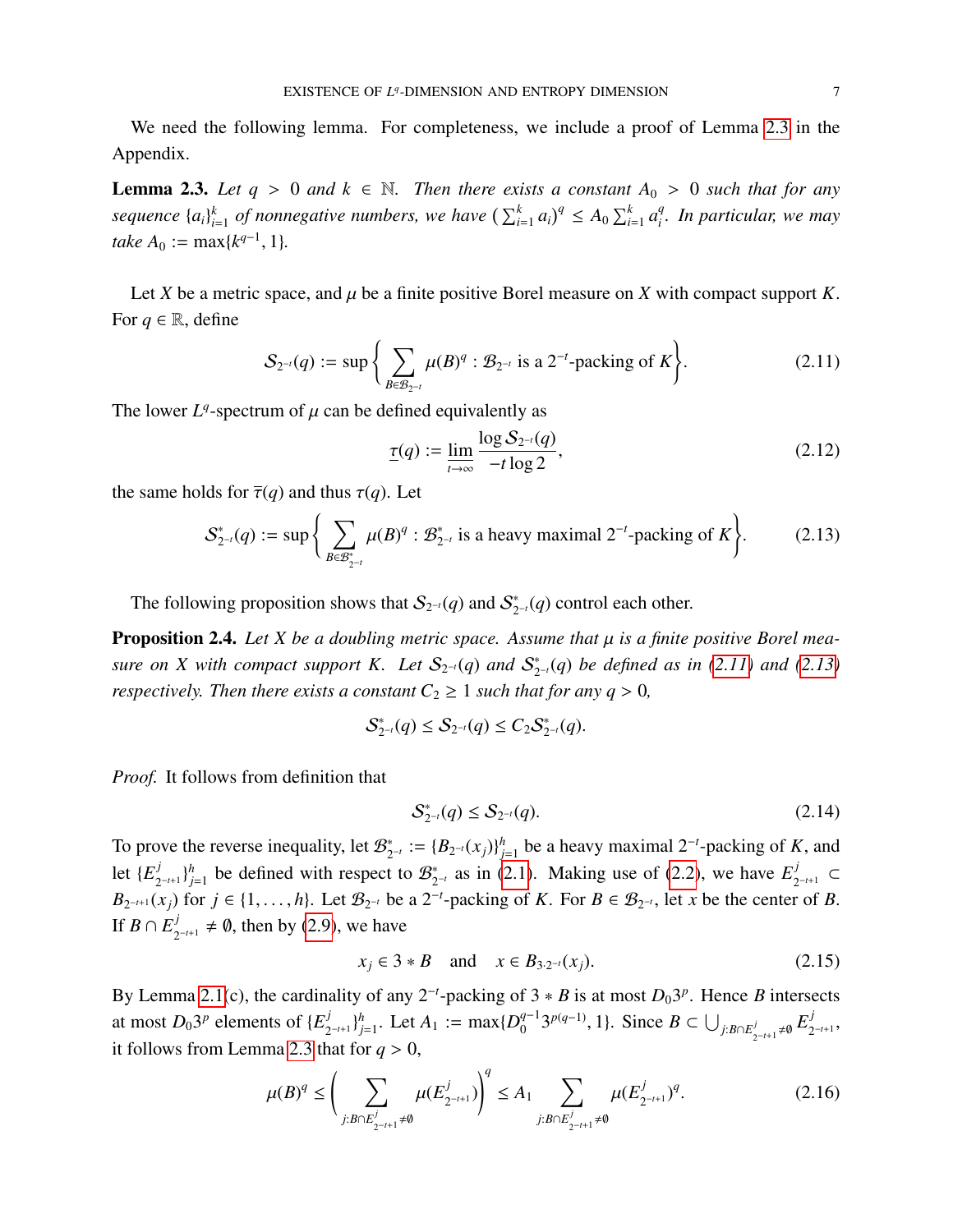We need the following lemma. For completeness, we include a proof of Lemma 2.3 in the Appendix.

**Lemma 2.3.** *Let $q > 0$ and $k \in \mathbb{N}$. Then there exists a constant $A_0 > 0$ such that for any sequence $\{a_i\}_{i=1}^k$ of nonnegative numbers, we have $\left(\sum_{i=1}^k a_i\right)^q \le A_0 \sum_{i=1}^k a_i^q$. In particular, we may take $A_0 := \max\{k^{q-1}, 1\}$.*

Let $X$ be a metric space, and $\mu$ be a finite positive Borel measure on $X$ with compact support $K$. For $q \in \mathbb{R}$, define

$$\mathcal{S}_{2^{-t}}(q) := \sup\left\{ \sum_{B \in \mathcal{B}_{2^{-t}}} \mu(B)^q : \mathcal{B}_{2^{-t}} \text{ is a } 2^{-t}\text{-packing of } K \right\}. \tag{2.11}$$

The lower $L^q$-spectrum of $\mu$ can be defined equivalently as

$$\underline{\tau}(q) := \varliminf_{t \to \infty} \frac{\log \mathcal{S}_{2^{-t}}(q)}{-t \log 2}, \tag{2.12}$$

the same holds for $\overline{\tau}(q)$ and thus $\tau(q)$. Let

$$\mathcal{S}^*_{2^{-t}}(q) := \sup\left\{ \sum_{B \in \mathcal{B}^*_{2^{-t}}} \mu(B)^q : \mathcal{B}^*_{2^{-t}} \text{ is a heavy maximal } 2^{-t}\text{-packing of } K \right\}. \tag{2.13}$$

The following proposition shows that $\mathcal{S}_{2^{-t}}(q)$ and $\mathcal{S}^*_{2^{-t}}(q)$ control each other.

**Proposition 2.4.** *Let $X$ be a doubling metric space. Assume that $\mu$ is a finite positive Borel measure on $X$ with compact support $K$. Let $\mathcal{S}_{2^{-t}}(q)$ and $\mathcal{S}^*_{2^{-t}}(q)$ be defined as in (2.11) and (2.13) respectively. Then there exists a constant $C_2 \ge 1$ such that for any $q > 0$,*

$$\mathcal{S}^*_{2^{-t}}(q) \le \mathcal{S}_{2^{-t}}(q) \le C_2 \mathcal{S}^*_{2^{-t}}(q).$$

*Proof.* It follows from definition that

$$\mathcal{S}^*_{2^{-t}}(q) \le \mathcal{S}_{2^{-t}}(q). \tag{2.14}$$

To prove the reverse inequality, let $\mathcal{B}^*_{2^{-t}} := \{B_{2^{-t}}(x_j)\}_{j=1}^h$ be a heavy maximal $2^{-t}$-packing of $K$, and let $\{E^j_{2^{-t+1}}\}_{j=1}^h$ be defined with respect to $\mathcal{B}^*_{2^{-t}}$ as in (2.1). Making use of (2.2), we have $E^j_{2^{-t+1}} \subset B_{2^{-t+1}}(x_j)$ for $j \in \{1, \dots, h\}$. Let $\mathcal{B}_{2^{-t}}$ be a $2^{-t}$-packing of $K$. For $B \in \mathcal{B}_{2^{-t}}$, let $x$ be the center of $B$. If $B \cap E^j_{2^{-t+1}} \ne \emptyset$, then by (2.9), we have

$$x_j \in 3 * B \quad \text{and} \quad x \in B_{3 \cdot 2^{-t}}(x_j). \tag{2.15}$$

By Lemma 2.1(c), the cardinality of any $2^{-t}$-packing of $3 * B$ is at most $D_0 3^p$. Hence $B$ intersects at most $D_0 3^p$ elements of $\{E^j_{2^{-t+1}}\}_{j=1}^h$. Let $A_1 := \max\{D_0^{q-1} 3^{p(q-1)}, 1\}$. Since $B \subset \bigcup_{j: B \cap E^j_{2^{-t+1}} \ne \emptyset} E^j_{2^{-t+1}}$, it follows from Lemma 2.3 that for $q > 0$,

$$\mu(B)^q \le \left( \sum_{j: B \cap E^j_{2^{-t+1}} \ne \emptyset} \mu(E^j_{2^{-t+1}}) \right)^q \le A_1 \sum_{j: B \cap E^j_{2^{-t+1}} \ne \emptyset} \mu(E^j_{2^{-t+1}})^q. \tag{2.16}$$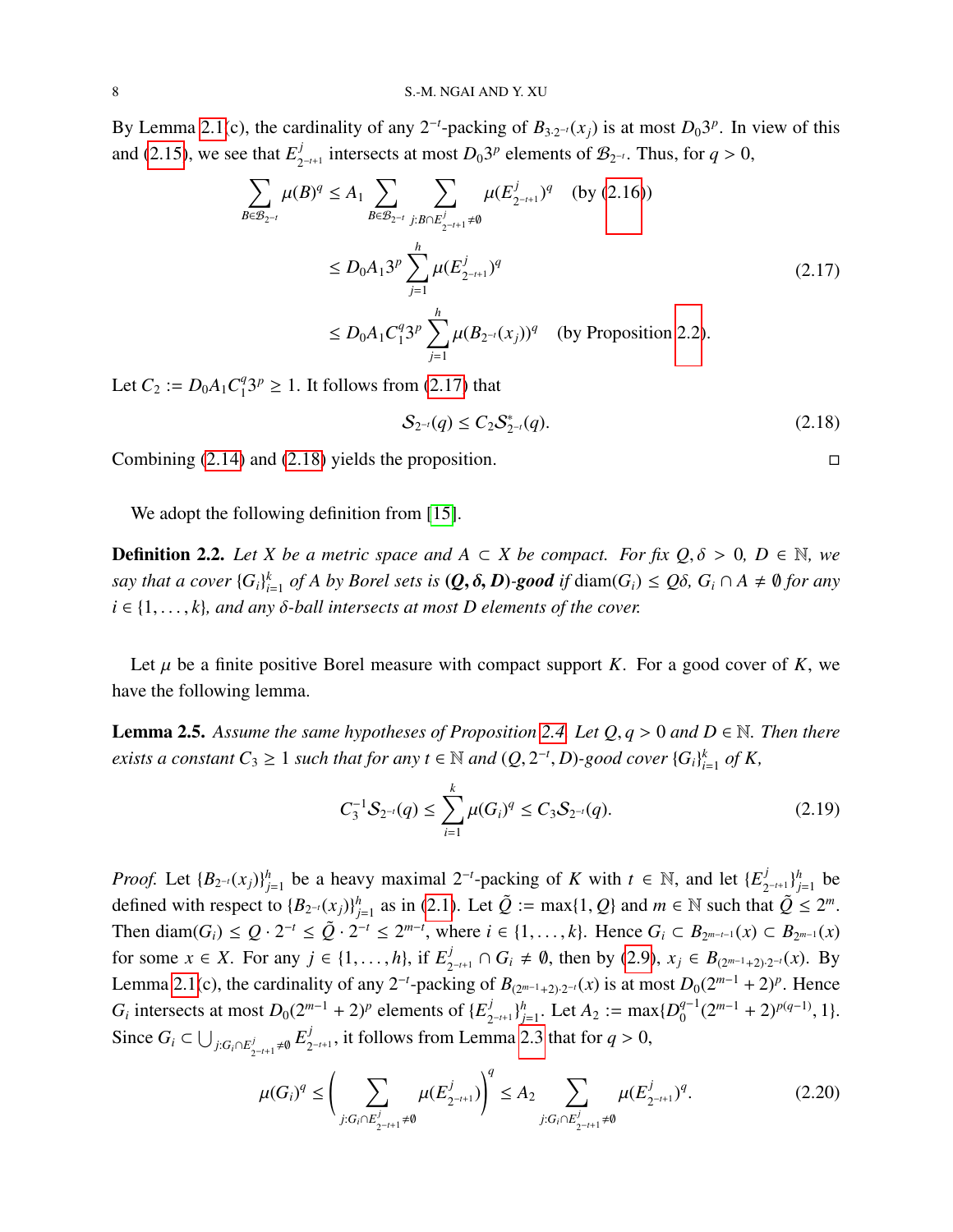By Lemma 2.1(c), the cardinality of any $2^{-t}$-packing of $B_{3\cdot 2^{-t}}(x_j)$ is at most $D_0 3^p$. In view of this and (2.15), we see that $E^j_{2^{-t+1}}$ intersects at most $D_0 3^p$ elements of $\mathcal{B}_{2^{-t}}$. Thus, for $q > 0$,

$$
\begin{aligned}
\sum_{B \in \mathcal{B}_{2^{-t}}} \mu(B)^q &\le A_1 \sum_{B \in \mathcal{B}_{2^{-t}}} \sum_{j : B \cap E^j_{2^{-t+1}} \neq \emptyset} \mu(E^j_{2^{-t+1}})^q \quad \text{(by (2.16))} \\
&\le D_0 A_1 3^p \sum_{j=1}^{h} \mu(E^j_{2^{-t+1}})^q \qquad\qquad (2.17) \\
&\le D_0 A_1 C_1^q 3^p \sum_{j=1}^{h} \mu(B_{2^{-t}}(x_j))^q \quad \text{(by Proposition 2.2)}.
\end{aligned}
$$

Let $C_2 := D_0 A_1 C_1^q 3^p \ge 1$. It follows from (2.17) that

$$
\mathcal{S}_{2^{-t}}(q) \le C_2 \mathcal{S}^*_{2^{-t}}(q). \tag{2.18}
$$

Combining (2.14) and (2.18) yields the proposition. $\square$

We adopt the following definition from [15].

**Definition 2.2.** *Let $X$ be a metric space and $A \subset X$ be compact. For fix $Q, \delta > 0$, $D \in \mathbb{N}$, we say that a cover $\{G_i\}_{i=1}^k$ of $A$ by Borel sets is **($Q, \delta, D$)-good** if $\operatorname{diam}(G_i) \le Q\delta$, $G_i \cap A \neq \emptyset$ for any $i \in \{1, \dots, k\}$, and any $\delta$-ball intersects at most $D$ elements of the cover.*

Let $\mu$ be a finite positive Borel measure with compact support $K$. For a good cover of $K$, we have the following lemma.

**Lemma 2.5.** *Assume the same hypotheses of Proposition 2.4. Let $Q, q > 0$ and $D \in \mathbb{N}$. Then there exists a constant $C_3 \ge 1$ such that for any $t \in \mathbb{N}$ and $(Q, 2^{-t}, D)$-good cover $\{G_i\}_{i=1}^k$ of $K$,*

$$
C_3^{-1} \mathcal{S}_{2^{-t}}(q) \le \sum_{i=1}^{k} \mu(G_i)^q \le C_3 \mathcal{S}_{2^{-t}}(q). \tag{2.19}
$$

*Proof.* Let $\{B_{2^{-t}}(x_j)\}_{j=1}^h$ be a heavy maximal $2^{-t}$-packing of $K$ with $t \in \mathbb{N}$, and let $\{E^j_{2^{-t+1}}\}_{j=1}^h$ be defined with respect to $\{B_{2^{-t}}(x_j)\}_{j=1}^h$ as in (2.1). Let $\tilde{Q} := \max\{1, Q\}$ and $m \in \mathbb{N}$ such that $\tilde{Q} \le 2^m$. Then $\operatorname{diam}(G_i) \le Q \cdot 2^{-t} \le \tilde{Q} \cdot 2^{-t} \le 2^{m-t}$, where $i \in \{1, \dots, k\}$. Hence $G_i \subset B_{2^{m-t-1}}(x) \subset B_{2^{m-1}}(x)$ for some $x \in X$. For any $j \in \{1, \dots, h\}$, if $E^j_{2^{-t+1}} \cap G_i \neq \emptyset$, then by (2.9), $x_j \in B_{(2^{m-1}+2)\cdot 2^{-t}}(x)$. By Lemma 2.1(c), the cardinality of any $2^{-t}$-packing of $B_{(2^{m-1}+2)\cdot 2^{-t}}(x)$ is at most $D_0(2^{m-1}+2)^p$. Hence $G_i$ intersects at most $D_0(2^{m-1}+2)^p$ elements of $\{E^j_{2^{-t+1}}\}_{j=1}^h$. Let $A_2 := \max\{D_0^{q-1}(2^{m-1}+2)^{p(q-1)}, 1\}$. Since $G_i \subset \bigcup_{j : G_i \cap E^j_{2^{-t+1}} \neq \emptyset} E^j_{2^{-t+1}}$, it follows from Lemma 2.3 that for $q > 0$,

$$
\mu(G_i)^q \le \Bigg( \sum_{j : G_i \cap E^j_{2^{-t+1}} \neq \emptyset} \mu(E^j_{2^{-t+1}}) \Bigg)^q \le A_2 \sum_{j : G_i \cap E^j_{2^{-t+1}} \neq \emptyset} \mu(E^j_{2^{-t+1}})^q. \tag{2.20}
$$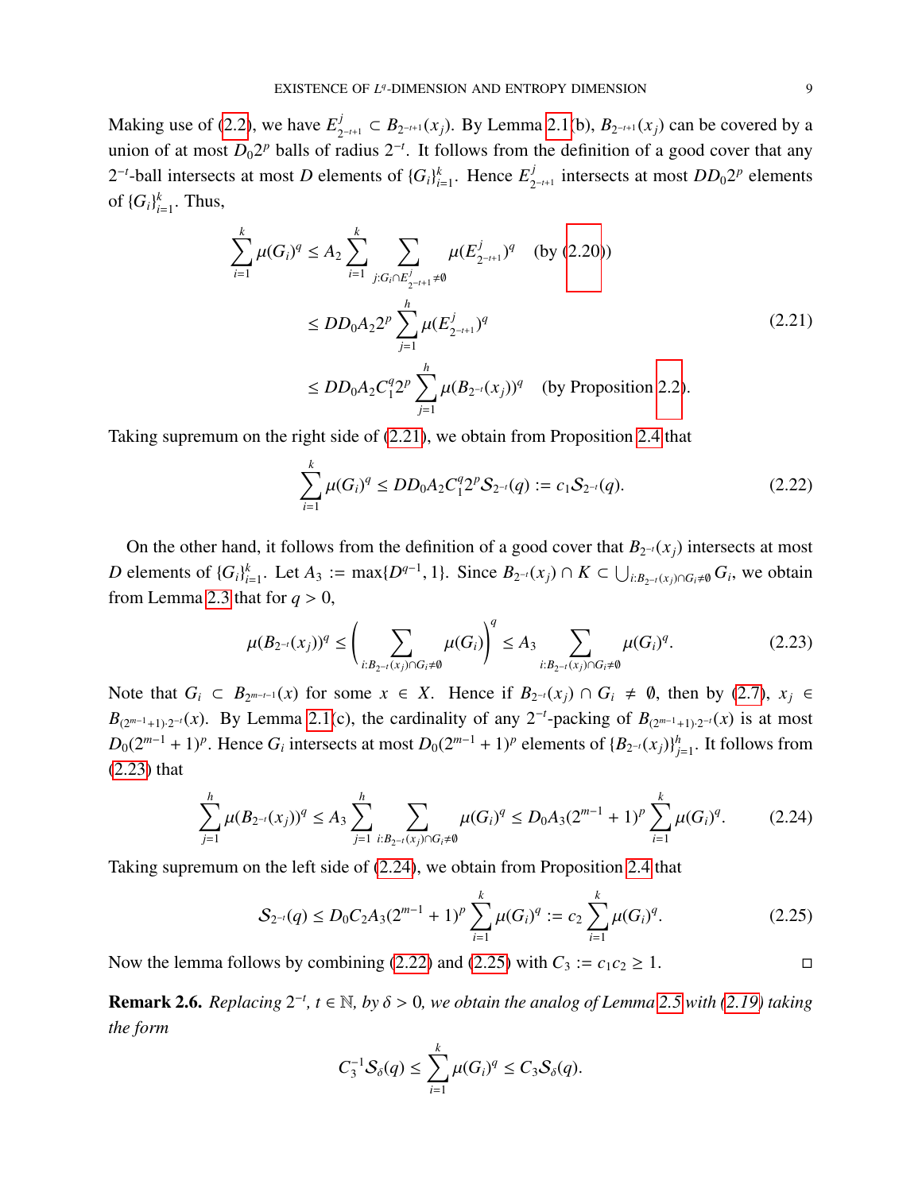Making use of (2.2), we have $E^j_{2^{-t+1}} \subset B_{2^{-t+1}}(x_j)$. By Lemma 2.1(b), $B_{2^{-t+1}}(x_j)$ can be covered by a union of at most $D_0 2^p$ balls of radius $2^{-t}$. It follows from the definition of a good cover that any $2^{-t}$-ball intersects at most $D$ elements of $\{G_i\}_{i=1}^k$. Hence $E^j_{2^{-t+1}}$ intersects at most $DD_0 2^p$ elements of $\{G_i\}_{i=1}^k$. Thus,

$$
\begin{aligned}
\sum_{i=1}^k \mu(G_i)^q &\le A_2 \sum_{i=1}^k \sum_{j: G_i \cap E^j_{2^{-t+1}} \neq \emptyset} \mu(E^j_{2^{-t+1}})^q \quad \text{(by (2.20))} \\
&\le DD_0 A_2 2^p \sum_{j=1}^h \mu(E^j_{2^{-t+1}})^q \\
&\le DD_0 A_2 C_1^q 2^p \sum_{j=1}^h \mu(B_{2^{-t}}(x_j))^q \quad \text{(by Proposition 2.2)}.
\end{aligned} \tag{2.21}
$$

Taking supremum on the right side of (2.21), we obtain from Proposition 2.4 that

$$
\sum_{i=1}^k \mu(G_i)^q \le DD_0 A_2 C_1^q 2^p \mathcal{S}_{2^{-t}}(q) := c_1 \mathcal{S}_{2^{-t}}(q). \tag{2.22}
$$

On the other hand, it follows from the definition of a good cover that $B_{2^{-t}}(x_j)$ intersects at most $D$ elements of $\{G_i\}_{i=1}^k$. Let $A_3 := \max\{D^{q-1}, 1\}$. Since $B_{2^{-t}}(x_j) \cap K \subset \bigcup_{i: B_{2^{-t}}(x_j)\cap G_i \neq \emptyset} G_i$, we obtain from Lemma 2.3 that for $q > 0$,

$$
\mu(B_{2^{-t}}(x_j))^q \le \Bigg( \sum_{i: B_{2^{-t}}(x_j)\cap G_i \neq \emptyset} \mu(G_i) \Bigg)^q \le A_3 \sum_{i: B_{2^{-t}}(x_j)\cap G_i \neq \emptyset} \mu(G_i)^q. \tag{2.23}
$$

Note that $G_i \subset B_{2^{m-t-1}}(x)$ for some $x \in X$. Hence if $B_{2^{-t}}(x_j) \cap G_i \neq \emptyset$, then by (2.7), $x_j \in B_{(2^{m-1}+1)\cdot 2^{-t}}(x)$. By Lemma 2.1(c), the cardinality of any $2^{-t}$-packing of $B_{(2^{m-1}+1)\cdot 2^{-t}}(x)$ is at most $D_0(2^{m-1}+1)^p$. Hence $G_i$ intersects at most $D_0(2^{m-1}+1)^p$ elements of $\{B_{2^{-t}}(x_j)\}_{j=1}^h$. It follows from (2.23) that

$$
\sum_{j=1}^h \mu(B_{2^{-t}}(x_j))^q \le A_3 \sum_{j=1}^h \sum_{i: B_{2^{-t}}(x_j)\cap G_i \neq \emptyset} \mu(G_i)^q \le D_0 A_3 (2^{m-1}+1)^p \sum_{i=1}^k \mu(G_i)^q. \tag{2.24}
$$

Taking supremum on the left side of (2.24), we obtain from Proposition 2.4 that

$$
\mathcal{S}_{2^{-t}}(q) \le D_0 C_2 A_3 (2^{m-1}+1)^p \sum_{i=1}^k \mu(G_i)^q := c_2 \sum_{i=1}^k \mu(G_i)^q. \tag{2.25}
$$

Now the lemma follows by combining (2.22) and (2.25) with $C_3 := c_1 c_2 \ge 1$. $\square$

**Remark 2.6.** *Replacing $2^{-t}$, $t \in \mathbb{N}$, by $\delta > 0$, we obtain the analog of Lemma 2.5 with (2.19) taking the form*

$$
C_3^{-1} \mathcal{S}_\delta(q) \le \sum_{i=1}^k \mu(G_i)^q \le C_3 \mathcal{S}_\delta(q).
$$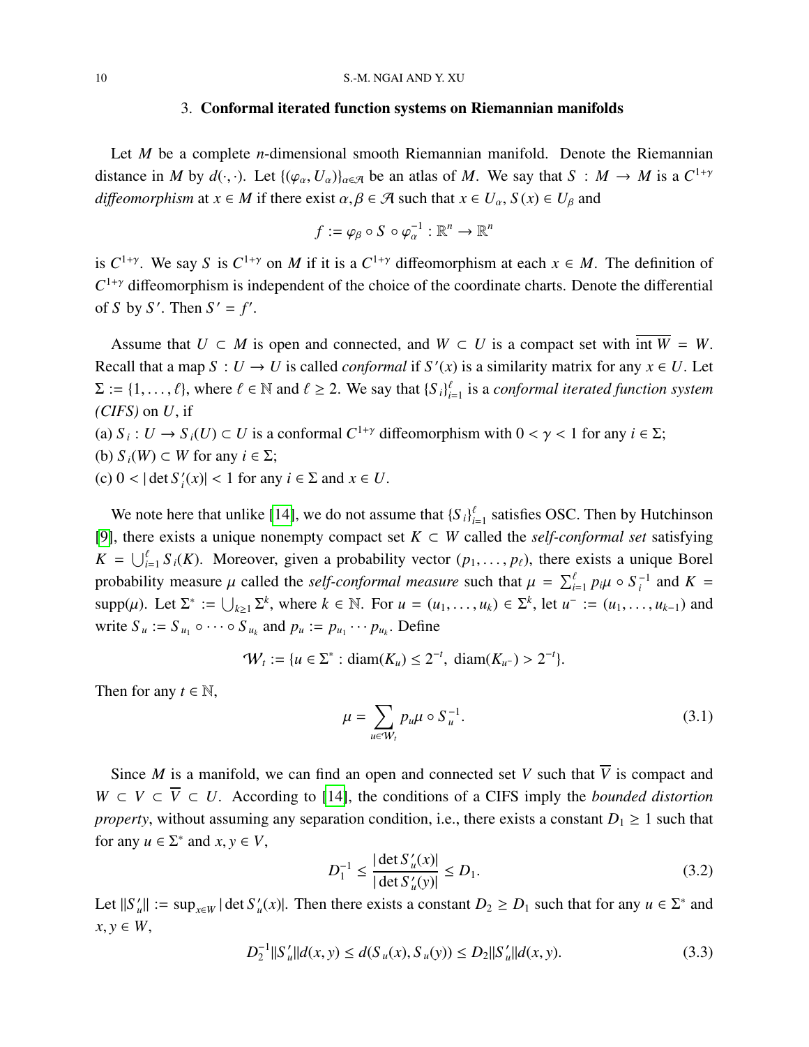## 3. Conformal iterated function systems on Riemannian manifolds

Let $M$ be a complete $n$-dimensional smooth Riemannian manifold. Denote the Riemannian distance in $M$ by $d(\cdot,\cdot)$. Let $\{(\varphi_\alpha, U_\alpha)\}_{\alpha\in\mathcal{A}}$ be an atlas of $M$. We say that $S : M \to M$ is a $C^{1+\gamma}$ *diffeomorphism* at $x \in M$ if there exist $\alpha, \beta \in \mathcal{A}$ such that $x \in U_\alpha$, $S(x) \in U_\beta$ and

$$f := \varphi_\beta \circ S \circ \varphi_\alpha^{-1} : \mathbb{R}^n \to \mathbb{R}^n$$

is $C^{1+\gamma}$. We say $S$ is $C^{1+\gamma}$ on $M$ if it is a $C^{1+\gamma}$ diffeomorphism at each $x \in M$. The definition of $C^{1+\gamma}$ diffeomorphism is independent of the choice of the coordinate charts. Denote the differential of $S$ by $S'$. Then $S' = f'$.

Assume that $U \subset M$ is open and connected, and $W \subset U$ is a compact set with $\overline{\operatorname{int} W} = W$. Recall that a map $S : U \to U$ is called *conformal* if $S'(x)$ is a similarity matrix for any $x \in U$. Let $\Sigma := \{1, \dots, \ell\}$, where $\ell \in \mathbb{N}$ and $\ell \geq 2$. We say that $\{S_i\}_{i=1}^{\ell}$ is a *conformal iterated function system (CIFS)* on $U$, if

(a) $S_i : U \to S_i(U) \subset U$ is a conformal $C^{1+\gamma}$ diffeomorphism with $0 < \gamma < 1$ for any $i \in \Sigma$;
(b) $S_i(W) \subset W$ for any $i \in \Sigma$;
(c) $0 < |\det S_i'(x)| < 1$ for any $i \in \Sigma$ and $x \in U$.

We note here that unlike [14], we do not assume that $\{S_i\}_{i=1}^{\ell}$ satisfies OSC. Then by Hutchinson [9], there exists a unique nonempty compact set $K \subset W$ called the *self-conformal set* satisfying $K = \bigcup_{i=1}^{\ell} S_i(K)$. Moreover, given a probability vector $(p_1, \dots, p_\ell)$, there exists a unique Borel probability measure $\mu$ called the *self-conformal measure* such that $\mu = \sum_{i=1}^{\ell} p_i \mu \circ S_i^{-1}$ and $K = \operatorname{supp}(\mu)$. Let $\Sigma^* := \bigcup_{k\geq 1} \Sigma^k$, where $k \in \mathbb{N}$. For $u = (u_1, \dots, u_k) \in \Sigma^k$, let $u^- := (u_1, \dots, u_{k-1})$ and write $S_u := S_{u_1} \circ \cdots \circ S_{u_k}$ and $p_u := p_{u_1} \cdots p_{u_k}$. Define

$$\mathcal{W}_t := \{u \in \Sigma^* : \operatorname{diam}(K_u) \leq 2^{-t},\ \operatorname{diam}(K_{u^-}) > 2^{-t}\}.$$

Then for any $t \in \mathbb{N}$,

$$\mu = \sum_{u\in\mathcal{W}_t} p_u \mu \circ S_u^{-1}. \tag{3.1}$$

Since $M$ is a manifold, we can find an open and connected set $V$ such that $\overline{V}$ is compact and $W \subset V \subset \overline{V} \subset U$. According to [14], the conditions of a CIFS imply the *bounded distortion property*, without assuming any separation condition, i.e., there exists a constant $D_1 \geq 1$ such that for any $u \in \Sigma^*$ and $x, y \in V$,

$$D_1^{-1} \leq \frac{|\det S_u'(x)|}{|\det S_u'(y)|} \leq D_1. \tag{3.2}$$

Let $\|S_u'\| := \sup_{x\in W} |\det S_u'(x)|$. Then there exists a constant $D_2 \geq D_1$ such that for any $u \in \Sigma^*$ and $x, y \in W$,

$$D_2^{-1}\|S_u'\| d(x,y) \leq d(S_u(x), S_u(y)) \leq D_2\|S_u'\| d(x,y). \tag{3.3}$$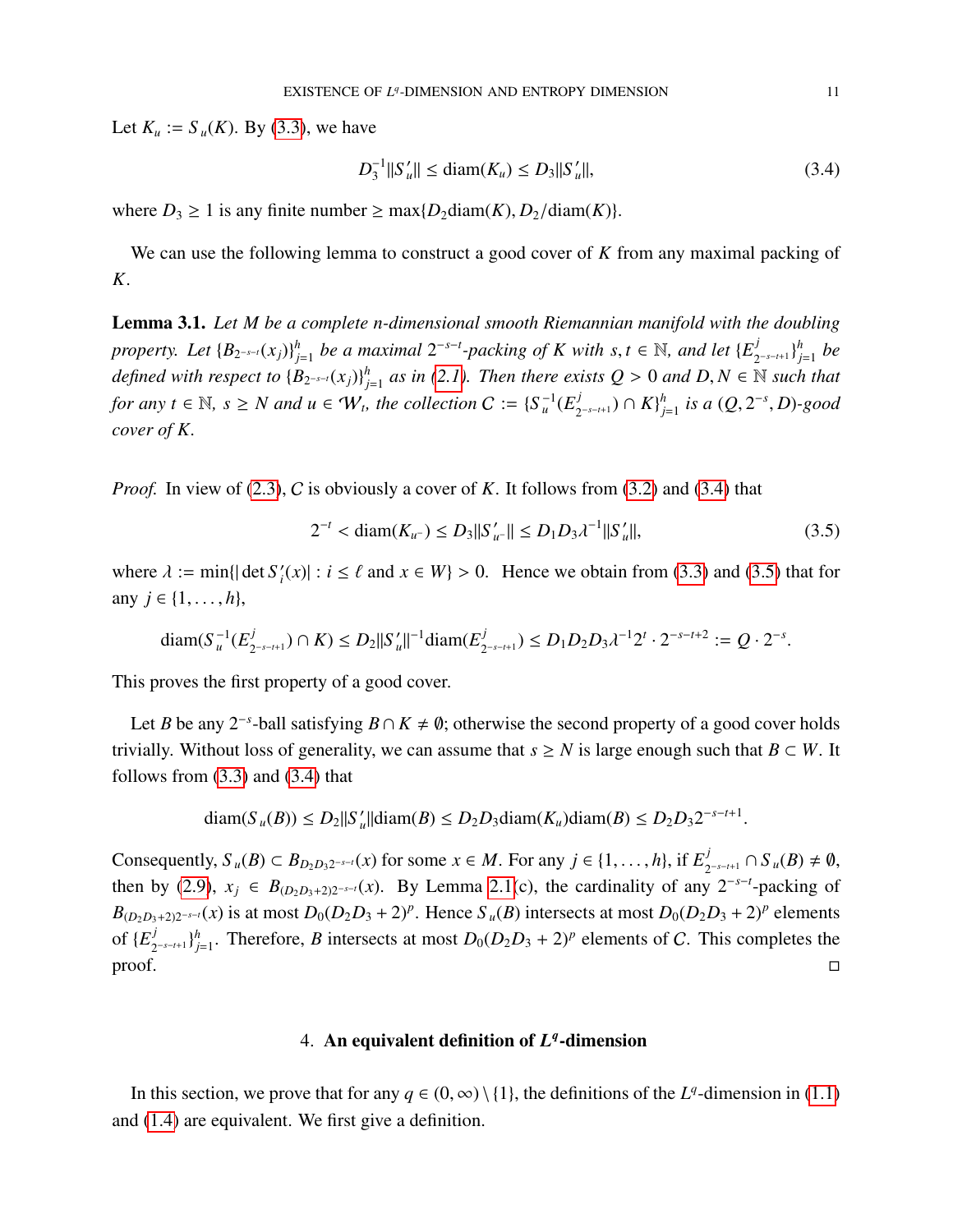Let $K_u := S_u(K)$. By (3.3), we have

$$D_3^{-1}\|S'_u\| \le \operatorname{diam}(K_u) \le D_3\|S'_u\|, \tag{3.4}$$

where $D_3 \ge 1$ is any finite number $\ge \max\{D_2\operatorname{diam}(K), D_2/\operatorname{diam}(K)\}$.

We can use the following lemma to construct a good cover of $K$ from any maximal packing of $K$.

**Lemma 3.1.** *Let $M$ be a complete $n$-dimensional smooth Riemannian manifold with the doubling property. Let $\{B_{2^{-s-t}}(x_j)\}_{j=1}^h$ be a maximal $2^{-s-t}$-packing of $K$ with $s, t \in \mathbb{N}$, and let $\{E^j_{2^{-s-t+1}}\}_{j=1}^h$ be defined with respect to $\{B_{2^{-s-t}}(x_j)\}_{j=1}^h$ as in (2.1). Then there exists $Q > 0$ and $D, N \in \mathbb{N}$ such that for any $t \in \mathbb{N}$, $s \ge N$ and $u \in \mathcal{W}_t$, the collection $\mathcal{C} := \{S_u^{-1}(E^j_{2^{-s-t+1}}) \cap K\}_{j=1}^h$ is a $(Q, 2^{-s}, D)$-good cover of $K$.*

*Proof.* In view of (2.3), $\mathcal{C}$ is obviously a cover of $K$. It follows from (3.2) and (3.4) that

$$2^{-t} < \operatorname{diam}(K_{u^-}) \le D_3\|S'_{u^-}\| \le D_1D_3\lambda^{-1}\|S'_u\|, \tag{3.5}$$

where $\lambda := \min\{|\det S'_i(x)| : i \le \ell \text{ and } x \in W\} > 0$. Hence we obtain from (3.3) and (3.5) that for any $j \in \{1, \dots, h\}$,

$$\operatorname{diam}(S_u^{-1}(E^j_{2^{-s-t+1}}) \cap K) \le D_2\|S'_u\|^{-1}\operatorname{diam}(E^j_{2^{-s-t+1}}) \le D_1D_2D_3\lambda^{-1}2^t \cdot 2^{-s-t+2} := Q \cdot 2^{-s}.$$

This proves the first property of a good cover.

Let $B$ be any $2^{-s}$-ball satisfying $B \cap K \ne \emptyset$; otherwise the second property of a good cover holds trivially. Without loss of generality, we can assume that $s \ge N$ is large enough such that $B \subset W$. It follows from (3.3) and (3.4) that

$$\operatorname{diam}(S_u(B)) \le D_2\|S'_u\|\operatorname{diam}(B) \le D_2D_3\operatorname{diam}(K_u)\operatorname{diam}(B) \le D_2D_32^{-s-t+1}.$$

Consequently, $S_u(B) \subset B_{D_2D_32^{-s-t}}(x)$ for some $x \in M$. For any $j \in \{1, \dots, h\}$, if $E^j_{2^{-s-t+1}} \cap S_u(B) \ne \emptyset$, then by (2.9), $x_j \in B_{(D_2D_3+2)2^{-s-t}}(x)$. By Lemma 2.1(c), the cardinality of any $2^{-s-t}$-packing of $B_{(D_2D_3+2)2^{-s-t}}(x)$ is at most $D_0(D_2D_3+2)^p$. Hence $S_u(B)$ intersects at most $D_0(D_2D_3+2)^p$ elements of $\{E^j_{2^{-s-t+1}}\}_{j=1}^h$. Therefore, $B$ intersects at most $D_0(D_2D_3+2)^p$ elements of $\mathcal{C}$. This completes the proof. $\square$

## 4. An equivalent definition of $L^q$-dimension

In this section, we prove that for any $q \in (0, \infty) \setminus \{1\}$, the definitions of the $L^q$-dimension in (1.1) and (1.4) are equivalent. We first give a definition.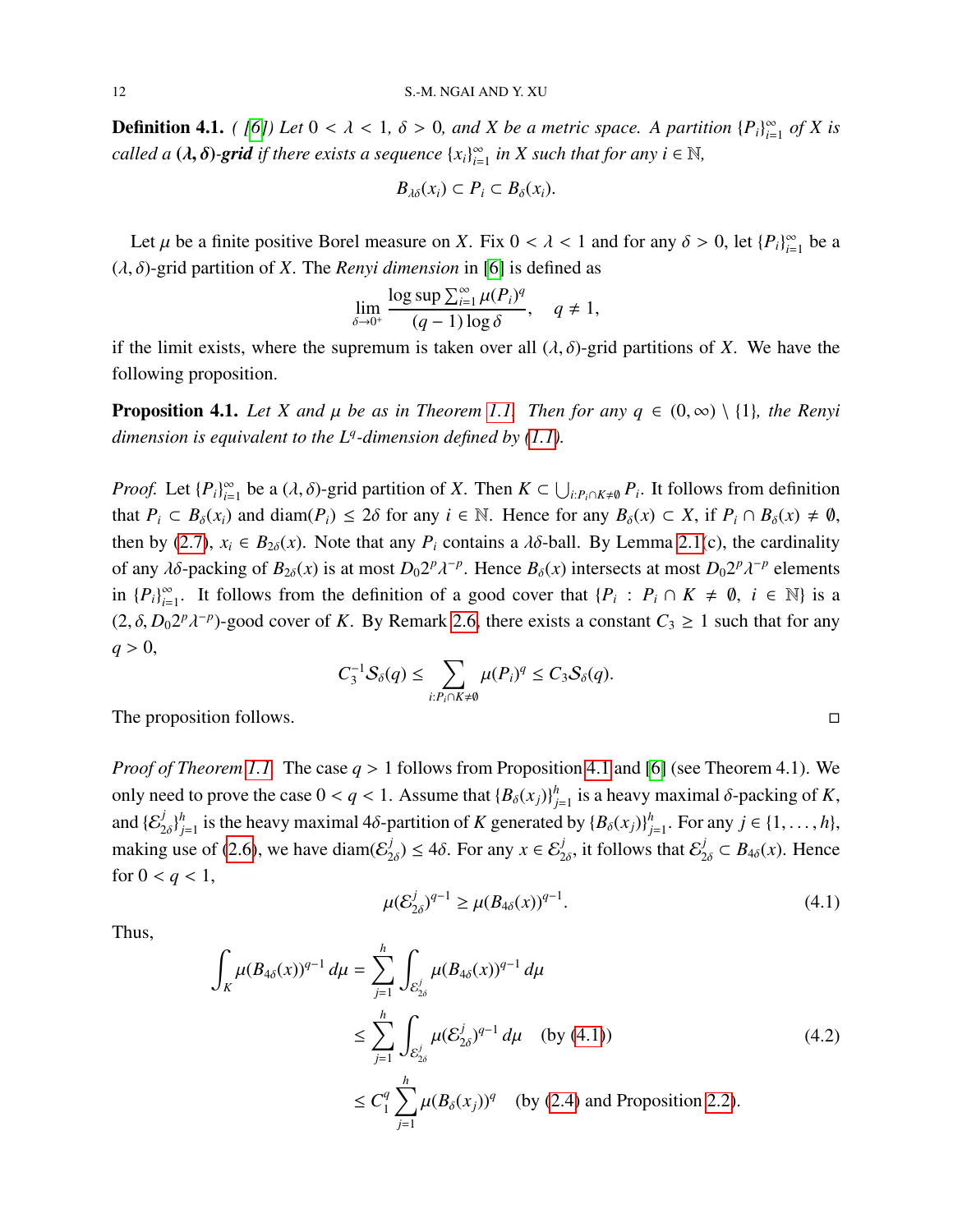**Definition 4.1.** *( [6]) Let $0 < \lambda < 1$, $\delta > 0$, and $X$ be a metric space. A partition $\{P_i\}_{i=1}^{\infty}$ of $X$ is called a **$(\lambda, \delta)$-grid** if there exists a sequence $\{x_i\}_{i=1}^{\infty}$ in $X$ such that for any $i \in \mathbb{N}$,*

$$B_{\lambda\delta}(x_i) \subset P_i \subset B_\delta(x_i).$$

Let $\mu$ be a finite positive Borel measure on $X$. Fix $0 < \lambda < 1$ and for any $\delta > 0$, let $\{P_i\}_{i=1}^{\infty}$ be a $(\lambda, \delta)$-grid partition of $X$. The *Renyi dimension* in [6] is defined as

$$\lim_{\delta \to 0^+} \frac{\log \sup \sum_{i=1}^{\infty} \mu(P_i)^q}{(q-1)\log \delta}, \quad q \neq 1,$$

if the limit exists, where the supremum is taken over all $(\lambda, \delta)$-grid partitions of $X$. We have the following proposition.

**Proposition 4.1.** *Let $X$ and $\mu$ be as in Theorem 1.1. Then for any $q \in (0, \infty) \setminus \{1\}$, the Renyi dimension is equivalent to the $L^q$-dimension defined by (1.1).*

*Proof.* Let $\{P_i\}_{i=1}^{\infty}$ be a $(\lambda, \delta)$-grid partition of $X$. Then $K \subset \bigcup_{i: P_i \cap K \neq \emptyset} P_i$. It follows from definition that $P_i \subset B_\delta(x_i)$ and $\operatorname{diam}(P_i) \leq 2\delta$ for any $i \in \mathbb{N}$. Hence for any $B_\delta(x) \subset X$, if $P_i \cap B_\delta(x) \neq \emptyset$, then by (2.7), $x_i \in B_{2\delta}(x)$. Note that any $P_i$ contains a $\lambda\delta$-ball. By Lemma 2.1(c), the cardinality of any $\lambda\delta$-packing of $B_{2\delta}(x)$ is at most $D_0 2^p \lambda^{-p}$. Hence $B_\delta(x)$ intersects at most $D_0 2^p \lambda^{-p}$ elements in $\{P_i\}_{i=1}^{\infty}$. It follows from the definition of a good cover that $\{P_i : P_i \cap K \neq \emptyset, \ i \in \mathbb{N}\}$ is a $(2, \delta, D_0 2^p \lambda^{-p})$-good cover of $K$. By Remark 2.6, there exists a constant $C_3 \geq 1$ such that for any $q > 0$,

$$C_3^{-1} \mathcal{S}_\delta(q) \leq \sum_{i: P_i \cap K \neq \emptyset} \mu(P_i)^q \leq C_3 \mathcal{S}_\delta(q).$$

The proposition follows. $\square$

*Proof of Theorem 1.1.* The case $q > 1$ follows from Proposition 4.1 and [6] (see Theorem 4.1). We only need to prove the case $0 < q < 1$. Assume that $\{B_\delta(x_j)\}_{j=1}^{h}$ is a heavy maximal $\delta$-packing of $K$, and $\{\mathcal{E}_{2\delta}^j\}_{j=1}^{h}$ is the heavy maximal $4\delta$-partition of $K$ generated by $\{B_\delta(x_j)\}_{j=1}^{h}$. For any $j \in \{1, \ldots, h\}$, making use of (2.6), we have $\operatorname{diam}(\mathcal{E}_{2\delta}^j) \leq 4\delta$. For any $x \in \mathcal{E}_{2\delta}^j$, it follows that $\mathcal{E}_{2\delta}^j \subset B_{4\delta}(x)$. Hence for $0 < q < 1$,

$$\mu(\mathcal{E}_{2\delta}^j)^{q-1} \geq \mu(B_{4\delta}(x))^{q-1}. \tag{4.1}$$

Thus,

$$\begin{aligned}
\int_K \mu(B_{4\delta}(x))^{q-1} \, d\mu &= \sum_{j=1}^{h} \int_{\mathcal{E}_{2\delta}^j} \mu(B_{4\delta}(x))^{q-1} \, d\mu \\
&\leq \sum_{j=1}^{h} \int_{\mathcal{E}_{2\delta}^j} \mu(\mathcal{E}_{2\delta}^j)^{q-1} \, d\mu \quad \text{(by (4.1))} \qquad (4.2) \\
&\leq C_1^q \sum_{j=1}^{h} \mu(B_\delta(x_j))^q \quad \text{(by (2.4) and Proposition 2.2)}.
\end{aligned}$$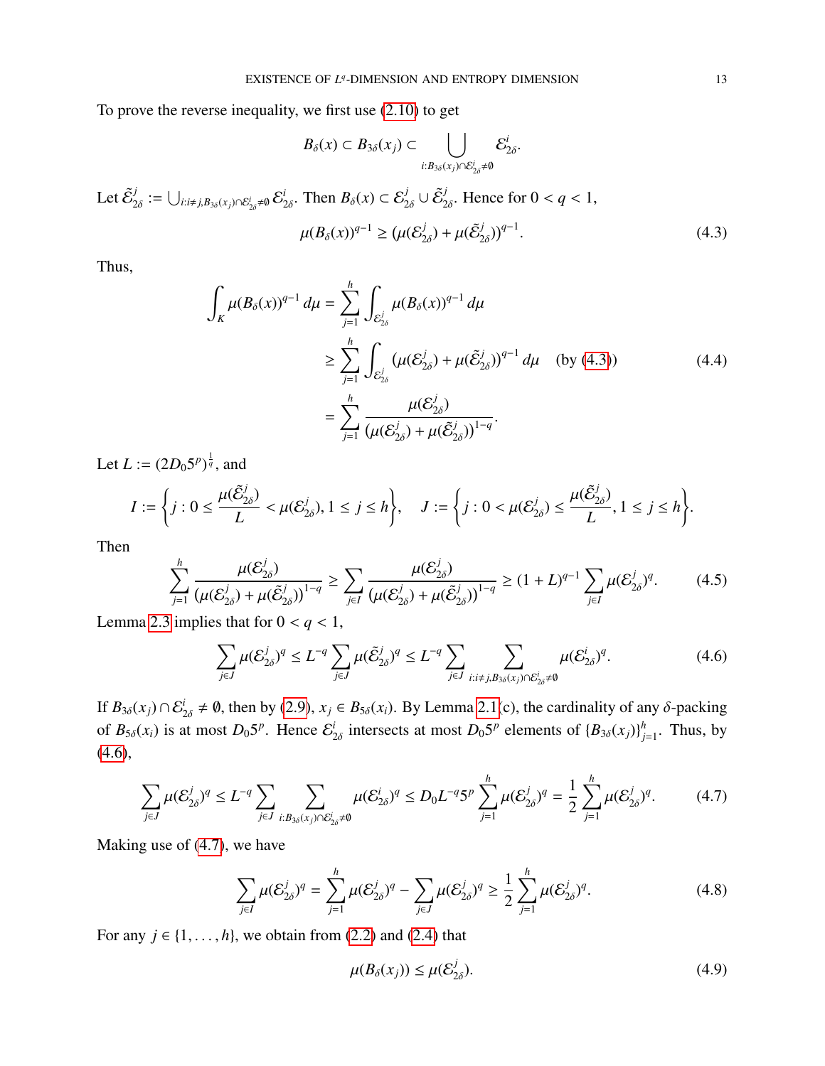To prove the reverse inequality, we first use (2.10) to get

$$B_\delta(x) \subset B_{3\delta}(x_j) \subset \bigcup_{i:B_{3\delta}(x_j)\cap\mathcal{E}^i_{2\delta}\neq\emptyset} \mathcal{E}^i_{2\delta}.$$

Let $\tilde{\mathcal{E}}^j_{2\delta} := \bigcup_{i:i\neq j, B_{3\delta}(x_j)\cap\mathcal{E}^i_{2\delta}\neq\emptyset} \mathcal{E}^i_{2\delta}$. Then $B_\delta(x) \subset \mathcal{E}^j_{2\delta} \cup \tilde{\mathcal{E}}^j_{2\delta}$. Hence for $0 < q < 1$,

$$\mu(B_\delta(x))^{q-1} \geq (\mu(\mathcal{E}^j_{2\delta}) + \mu(\tilde{\mathcal{E}}^j_{2\delta}))^{q-1}. \tag{4.3}$$

Thus,

$$\begin{aligned}
\int_K \mu(B_\delta(x))^{q-1}\,d\mu &= \sum_{j=1}^h \int_{\mathcal{E}^j_{2\delta}} \mu(B_\delta(x))^{q-1}\,d\mu \\
&\geq \sum_{j=1}^h \int_{\mathcal{E}^j_{2\delta}} (\mu(\mathcal{E}^j_{2\delta}) + \mu(\tilde{\mathcal{E}}^j_{2\delta}))^{q-1}\,d\mu \quad \text{(by (4.3))} \\
&= \sum_{j=1}^h \frac{\mu(\mathcal{E}^j_{2\delta})}{(\mu(\mathcal{E}^j_{2\delta}) + \mu(\tilde{\mathcal{E}}^j_{2\delta}))^{1-q}}.
\end{aligned} \tag{4.4}$$

Let $L := (2D_0 5^p)^{\frac{1}{q}}$, and

$$I := \left\{ j : 0 \leq \frac{\mu(\tilde{\mathcal{E}}^j_{2\delta})}{L} < \mu(\mathcal{E}^j_{2\delta}), 1 \leq j \leq h \right\}, \quad J := \left\{ j : 0 < \mu(\mathcal{E}^j_{2\delta}) \leq \frac{\mu(\tilde{\mathcal{E}}^j_{2\delta})}{L}, 1 \leq j \leq h \right\}.$$

Then

$$\sum_{j=1}^h \frac{\mu(\mathcal{E}^j_{2\delta})}{(\mu(\mathcal{E}^j_{2\delta}) + \mu(\tilde{\mathcal{E}}^j_{2\delta}))^{1-q}} \geq \sum_{j\in I} \frac{\mu(\mathcal{E}^j_{2\delta})}{(\mu(\mathcal{E}^j_{2\delta}) + \mu(\tilde{\mathcal{E}}^j_{2\delta}))^{1-q}} \geq (1+L)^{q-1} \sum_{j\in I} \mu(\mathcal{E}^j_{2\delta})^q. \tag{4.5}$$

Lemma 2.3 implies that for $0 < q < 1$,

$$\sum_{j\in J} \mu(\mathcal{E}^j_{2\delta})^q \leq L^{-q} \sum_{j\in J} \mu(\tilde{\mathcal{E}}^j_{2\delta})^q \leq L^{-q} \sum_{j\in J} \sum_{i:i\neq j, B_{3\delta}(x_j)\cap\mathcal{E}^i_{2\delta}\neq\emptyset} \mu(\mathcal{E}^i_{2\delta})^q. \tag{4.6}$$

If $B_{3\delta}(x_j) \cap \mathcal{E}^i_{2\delta} \neq \emptyset$, then by (2.9), $x_j \in B_{5\delta}(x_i)$. By Lemma 2.1(c), the cardinality of any $\delta$-packing of $B_{5\delta}(x_i)$ is at most $D_0 5^p$. Hence $\mathcal{E}^i_{2\delta}$ intersects at most $D_0 5^p$ elements of $\{B_{3\delta}(x_j)\}_{j=1}^h$. Thus, by (4.6),

$$\sum_{j\in J} \mu(\mathcal{E}^j_{2\delta})^q \leq L^{-q} \sum_{j\in J} \sum_{i:B_{3\delta}(x_j)\cap\mathcal{E}^i_{2\delta}\neq\emptyset} \mu(\mathcal{E}^i_{2\delta})^q \leq D_0 L^{-q} 5^p \sum_{j=1}^h \mu(\mathcal{E}^j_{2\delta})^q = \frac{1}{2} \sum_{j=1}^h \mu(\mathcal{E}^j_{2\delta})^q. \tag{4.7}$$

Making use of (4.7), we have

$$\sum_{j\in I} \mu(\mathcal{E}^j_{2\delta})^q = \sum_{j=1}^h \mu(\mathcal{E}^j_{2\delta})^q - \sum_{j\in J} \mu(\mathcal{E}^j_{2\delta})^q \geq \frac{1}{2} \sum_{j=1}^h \mu(\mathcal{E}^j_{2\delta})^q. \tag{4.8}$$

For any $j \in \{1, \ldots, h\}$, we obtain from (2.2) and (2.4) that

$$\mu(B_\delta(x_j)) \leq \mu(\mathcal{E}^j_{2\delta}). \tag{4.9}$$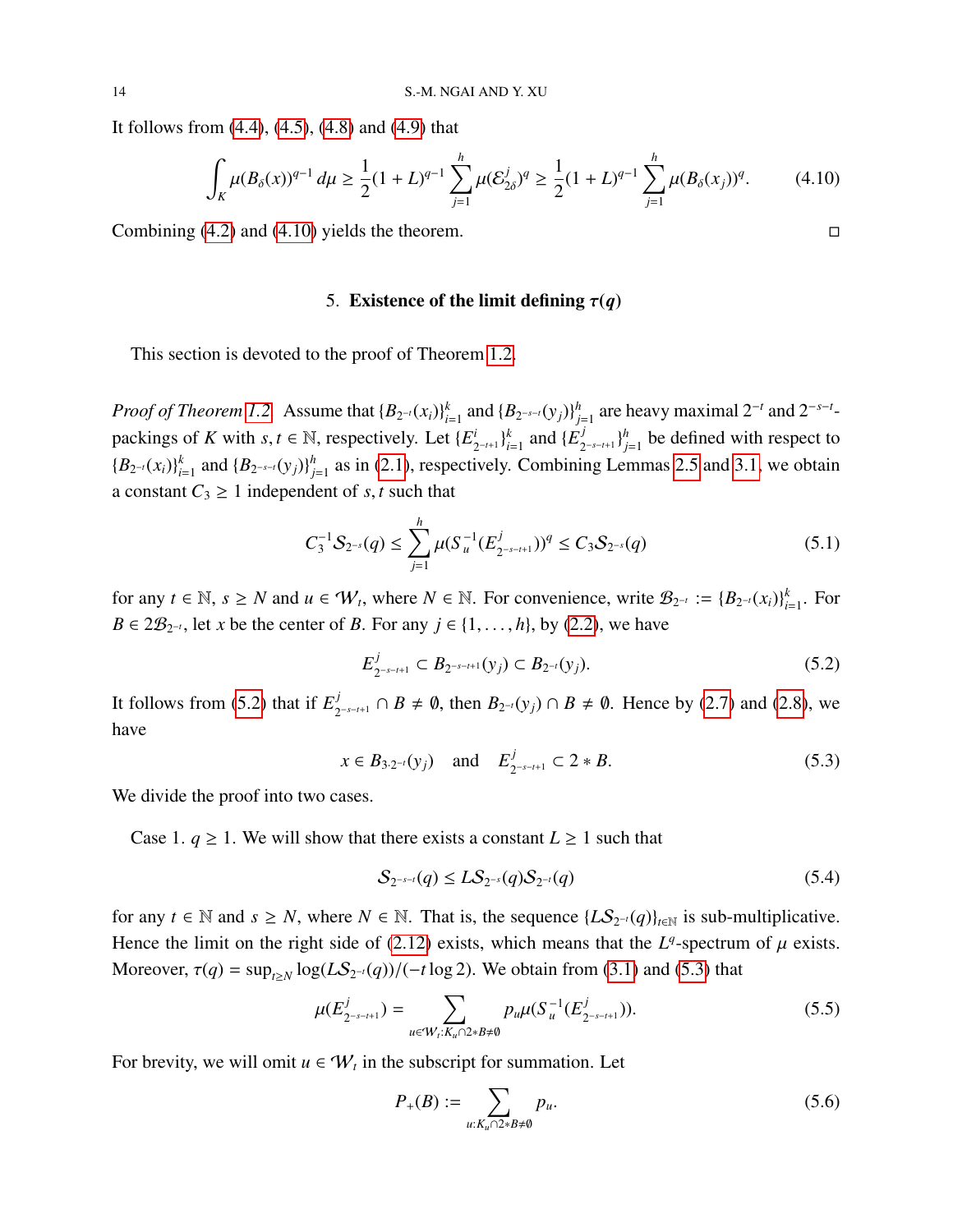It follows from (4.4), (4.5), (4.8) and (4.9) that

$$\int_K \mu(B_\delta(x))^{q-1}\,d\mu \geq \frac{1}{2}(1+L)^{q-1}\sum_{j=1}^{h}\mu(\mathcal{E}^j_{2\delta})^q \geq \frac{1}{2}(1+L)^{q-1}\sum_{j=1}^{h}\mu(B_\delta(x_j))^q. \tag{4.10}$$

Combining (4.2) and (4.10) yields the theorem. $\square$

## 5. Existence of the limit defining $\tau(q)$

This section is devoted to the proof of Theorem 1.2.

*Proof of Theorem 1.2.* Assume that $\{B_{2^{-t}}(x_i)\}_{i=1}^k$ and $\{B_{2^{-s-t}}(y_j)\}_{j=1}^h$ are heavy maximal $2^{-t}$ and $2^{-s-t}$-packings of $K$ with $s,t\in\mathbb{N}$, respectively. Let $\{E^i_{2^{-t+1}}\}_{i=1}^k$ and $\{E^j_{2^{-s-t+1}}\}_{j=1}^h$ be defined with respect to $\{B_{2^{-t}}(x_i)\}_{i=1}^k$ and $\{B_{2^{-s-t}}(y_j)\}_{j=1}^h$ as in (2.1), respectively. Combining Lemmas 2.5 and 3.1, we obtain a constant $C_3\geq 1$ independent of $s,t$ such that

$$C_3^{-1}\mathcal{S}_{2^{-s}}(q) \leq \sum_{j=1}^{h}\mu(S_u^{-1}(E^j_{2^{-s-t+1}}))^q \leq C_3\mathcal{S}_{2^{-s}}(q) \tag{5.1}$$

for any $t\in\mathbb{N}$, $s\geq N$ and $u\in\mathcal{W}_t$, where $N\in\mathbb{N}$. For convenience, write $\mathcal{B}_{2^{-t}} := \{B_{2^{-t}}(x_i)\}_{i=1}^k$. For $B\in 2\mathcal{B}_{2^{-t}}$, let $x$ be the center of $B$. For any $j\in\{1,\dots,h\}$, by (2.2), we have

$$E^j_{2^{-s-t+1}} \subset B_{2^{-s-t+1}}(y_j) \subset B_{2^{-t}}(y_j). \tag{5.2}$$

It follows from (5.2) that if $E^j_{2^{-s-t+1}}\cap B\neq\emptyset$, then $B_{2^{-t}}(y_j)\cap B\neq\emptyset$. Hence by (2.7) and (2.8), we have

$$x\in B_{3\cdot 2^{-t}}(y_j) \quad\text{and}\quad E^j_{2^{-s-t+1}}\subset 2*B. \tag{5.3}$$

We divide the proof into two cases.

Case 1. $q\geq 1$. We will show that there exists a constant $L\geq 1$ such that

$$\mathcal{S}_{2^{-s-t}}(q) \leq L\mathcal{S}_{2^{-s}}(q)\mathcal{S}_{2^{-t}}(q) \tag{5.4}$$

for any $t\in\mathbb{N}$ and $s\geq N$, where $N\in\mathbb{N}$. That is, the sequence $\{L\mathcal{S}_{2^{-t}}(q)\}_{t\in\mathbb{N}}$ is sub-multiplicative. Hence the limit on the right side of (2.12) exists, which means that the $L^q$-spectrum of $\mu$ exists. Moreover, $\tau(q)=\sup_{t\geq N}\log(L\mathcal{S}_{2^{-t}}(q))/(-t\log 2)$. We obtain from (3.1) and (5.3) that

$$\mu(E^j_{2^{-s-t+1}}) = \sum_{u\in\mathcal{W}_t:K_u\cap 2*B\neq\emptyset} p_u\mu(S_u^{-1}(E^j_{2^{-s-t+1}})). \tag{5.5}$$

For brevity, we will omit $u\in\mathcal{W}_t$ in the subscript for summation. Let

$$P_+(B) := \sum_{u:K_u\cap 2*B\neq\emptyset} p_u. \tag{5.6}$$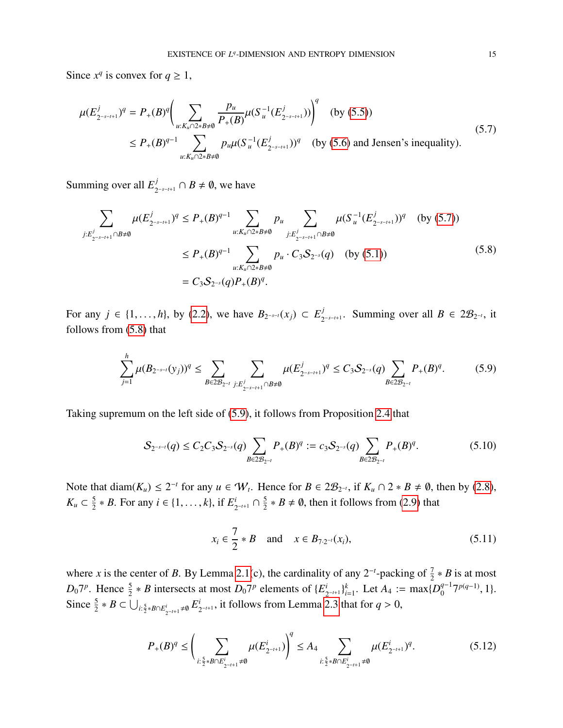Since $x^q$ is convex for $q \geq 1$,

$$
\begin{aligned}
\mu(E^j_{2^{-s-t+1}})^q &= P_+(B)^q \Bigg( \sum_{u: K_u \cap 2*B \neq \emptyset} \frac{p_u}{P_+(B)} \mu(S_u^{-1}(E^j_{2^{-s-t+1}})) \Bigg)^q \quad \text{(by (5.5))} \\
&\leq P_+(B)^{q-1} \sum_{u: K_u \cap 2*B \neq \emptyset} p_u \mu(S_u^{-1}(E^j_{2^{-s-t+1}}))^q \quad \text{(by (5.6) and Jensen's inequality).}
\end{aligned}
\tag{5.7}
$$

Summing over all $E^j_{2^{-s-t+1}} \cap B \neq \emptyset$, we have

$$
\begin{aligned}
\sum_{j: E^j_{2^{-s-t+1}} \cap B \neq \emptyset} \mu(E^j_{2^{-s-t+1}})^q &\leq P_+(B)^{q-1} \sum_{u: K_u \cap 2*B \neq \emptyset} p_u \sum_{j: E^j_{2^{-s-t+1}} \cap B \neq \emptyset} \mu(S_u^{-1}(E^j_{2^{-s-t+1}}))^q \quad \text{(by (5.7))} \\
&\leq P_+(B)^{q-1} \sum_{u: K_u \cap 2*B \neq \emptyset} p_u \cdot C_3 \mathcal{S}_{2^{-s}}(q) \quad \text{(by (5.1))} \\
&= C_3 \mathcal{S}_{2^{-s}}(q) P_+(B)^q.
\end{aligned}
\tag{5.8}
$$

For any $j \in \{1, \ldots, h\}$, by (2.2), we have $B_{2^{-s-t}}(x_j) \subset E^j_{2^{-s-t+1}}$. Summing over all $B \in 2\mathcal{B}_{2^{-t}}$, it follows from (5.8) that

$$
\sum_{j=1}^{h} \mu(B_{2^{-s-t}}(y_j))^q \leq \sum_{B \in 2\mathcal{B}_{2^{-t}}} \sum_{j: E^j_{2^{-s-t+1}} \cap B \neq \emptyset} \mu(E^j_{2^{-s-t+1}})^q \leq C_3 \mathcal{S}_{2^{-s}}(q) \sum_{B \in 2\mathcal{B}_{2^{-t}}} P_+(B)^q. \tag{5.9}
$$

Taking supremum on the left side of (5.9), it follows from Proposition 2.4 that

$$
\mathcal{S}_{2^{-s-t}}(q) \leq C_2 C_3 \mathcal{S}_{2^{-s}}(q) \sum_{B \in 2\mathcal{B}_{2^{-t}}} P_+(B)^q := c_3 \mathcal{S}_{2^{-s}}(q) \sum_{B \in 2\mathcal{B}_{2^{-t}}} P_+(B)^q. \tag{5.10}
$$

Note that $\operatorname{diam}(K_u) \leq 2^{-t}$ for any $u \in \mathcal{W}_t$. Hence for $B \in 2\mathcal{B}_{2^{-t}}$, if $K_u \cap 2 * B \neq \emptyset$, then by (2.8), $K_u \subset \frac{5}{2} * B$. For any $i \in \{1, \ldots, k\}$, if $E^i_{2^{-t+1}} \cap \frac{5}{2} * B \neq \emptyset$, then it follows from (2.9) that

$$
x_i \in \frac{7}{2} * B \quad \text{and} \quad x \in B_{7 \cdot 2^{-t}}(x_i), \tag{5.11}
$$

where $x$ is the center of $B$. By Lemma 2.1(c), the cardinality of any $2^{-t}$-packing of $\frac{7}{2} * B$ is at most $D_0 7^p$. Hence $\frac{5}{2} * B$ intersects at most $D_0 7^p$ elements of $\{E^i_{2^{-t+1}}\}_{i=1}^k$. Let $A_4 := \max\{D_0^{q-1} 7^{p(q-1)}, 1\}$. Since $\frac{5}{2} * B \subset \bigcup_{i: \frac{5}{2}*B \cap E^i_{2^{-t+1}} \neq \emptyset} E^i_{2^{-t+1}}$, it follows from Lemma 2.3 that for $q > 0$,

$$
P_+(B)^q \leq \Bigg( \sum_{i: \frac{5}{2}*B \cap E^i_{2^{-t+1}} \neq \emptyset} \mu(E^i_{2^{-t+1}}) \Bigg)^q \leq A_4 \sum_{i: \frac{5}{2}*B \cap E^i_{2^{-t+1}} \neq \emptyset} \mu(E^i_{2^{-t+1}})^q. \tag{5.12}
$$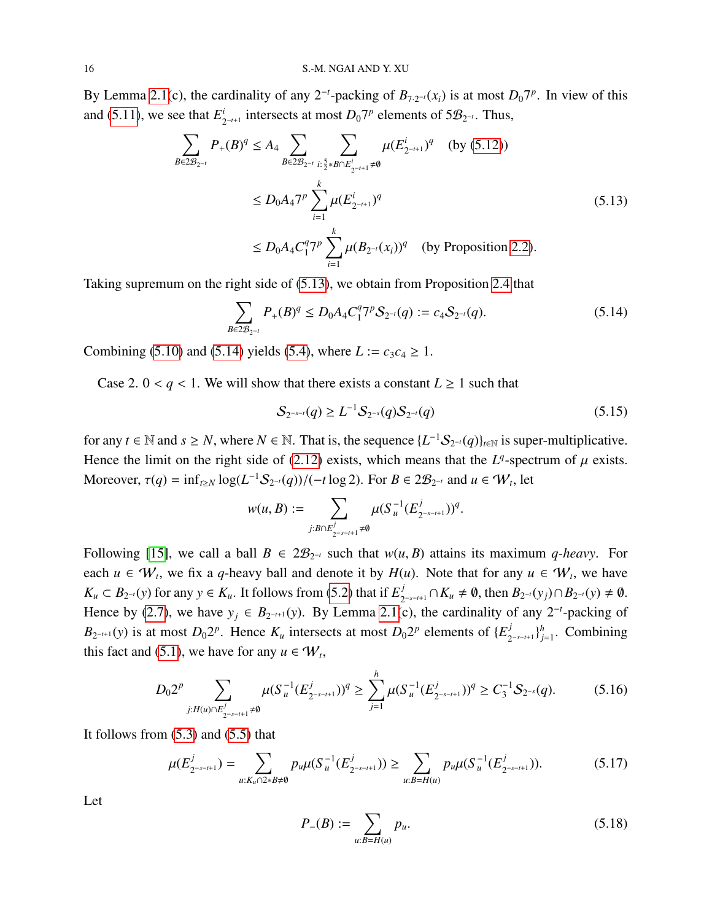By Lemma 2.1(c), the cardinality of any $2^{-t}$-packing of $B_{7\cdot 2^{-t}}(x_i)$ is at most $D_0 7^p$. In view of this and (5.11), we see that $E^i_{2^{-t+1}}$ intersects at most $D_0 7^p$ elements of $5\mathcal{B}_{2^{-t}}$. Thus,

$$
\begin{aligned}
\sum_{B\in 2\mathcal{B}_{2^{-t}}} P_+(B)^q &\le A_4 \sum_{B\in 2\mathcal{B}_{2^{-t}}} \sum_{i:\frac{5}{2}*B\cap E^i_{2^{-t+1}}\neq\emptyset} \mu(E^i_{2^{-t+1}})^q \quad \text{(by (5.12))}\\
&\le D_0 A_4 7^p \sum_{i=1}^{k} \mu(E^i_{2^{-t+1}})^q \qquad\qquad (5.13)\\
&\le D_0 A_4 C_1^q 7^p \sum_{i=1}^{k} \mu(B_{2^{-t}}(x_i))^q \quad \text{(by Proposition 2.2)}.
\end{aligned}
$$

Taking supremum on the right side of (5.13), we obtain from Proposition 2.4 that

$$
\sum_{B\in 2\mathcal{B}_{2^{-t}}} P_+(B)^q \le D_0 A_4 C_1^q 7^p \mathcal{S}_{2^{-t}}(q) := c_4 \mathcal{S}_{2^{-t}}(q). \tag{5.14}
$$

Combining (5.10) and (5.14) yields (5.4), where $L := c_3 c_4 \ge 1$.

Case 2. $0 < q < 1$. We will show that there exists a constant $L \ge 1$ such that

$$
\mathcal{S}_{2^{-s-t}}(q) \ge L^{-1} \mathcal{S}_{2^{-s}}(q) \mathcal{S}_{2^{-t}}(q) \tag{5.15}
$$

for any $t \in \mathbb{N}$ and $s \ge N$, where $N \in \mathbb{N}$. That is, the sequence $\{L^{-1}\mathcal{S}_{2^{-t}}(q)\}_{t\in\mathbb{N}}$ is super-multiplicative. Hence the limit on the right side of (2.12) exists, which means that the $L^q$-spectrum of $\mu$ exists. Moreover, $\tau(q) = \inf_{t\ge N} \log(L^{-1}\mathcal{S}_{2^{-t}}(q))/(-t\log 2)$. For $B \in 2\mathcal{B}_{2^{-t}}$ and $u \in \mathcal{W}_t$, let

$$
w(u, B) := \sum_{j:B\cap E^j_{2^{-s-t+1}}\neq\emptyset} \mu(S_u^{-1}(E^j_{2^{-s-t+1}}))^q.
$$

Following [15], we call a ball $B \in 2\mathcal{B}_{2^{-t}}$ such that $w(u, B)$ attains its maximum *q-heavy*. For each $u \in \mathcal{W}_t$, we fix a $q$-heavy ball and denote it by $H(u)$. Note that for any $u \in \mathcal{W}_t$, we have $K_u \subset B_{2^{-t}}(y)$ for any $y \in K_u$. It follows from (5.2) that if $E^j_{2^{-s-t+1}} \cap K_u \neq \emptyset$, then $B_{2^{-t}}(y_j) \cap B_{2^{-t}}(y) \neq \emptyset$. Hence by (2.7), we have $y_j \in B_{2^{-t+1}}(y)$. By Lemma 2.1(c), the cardinality of any $2^{-t}$-packing of $B_{2^{-t+1}}(y)$ is at most $D_0 2^p$. Hence $K_u$ intersects at most $D_0 2^p$ elements of $\{E^j_{2^{-s-t+1}}\}_{j=1}^h$. Combining this fact and (5.1), we have for any $u \in \mathcal{W}_t$,

$$
D_0 2^p \sum_{j:H(u)\cap E^j_{2^{-s-t+1}}\neq\emptyset} \mu(S_u^{-1}(E^j_{2^{-s-t+1}}))^q \ge \sum_{j=1}^{h} \mu(S_u^{-1}(E^j_{2^{-s-t+1}}))^q \ge C_3^{-1} \mathcal{S}_{2^{-s}}(q). \tag{5.16}
$$

It follows from (5.3) and (5.5) that

$$
\mu(E^j_{2^{-s-t+1}}) = \sum_{u:K_u\cap 2*B\neq\emptyset} p_u \mu(S_u^{-1}(E^j_{2^{-s-t+1}})) \ge \sum_{u:B=H(u)} p_u \mu(S_u^{-1}(E^j_{2^{-s-t+1}})). \tag{5.17}
$$

Let

$$
P_-(B) := \sum_{u:B=H(u)} p_u. \tag{5.18}
$$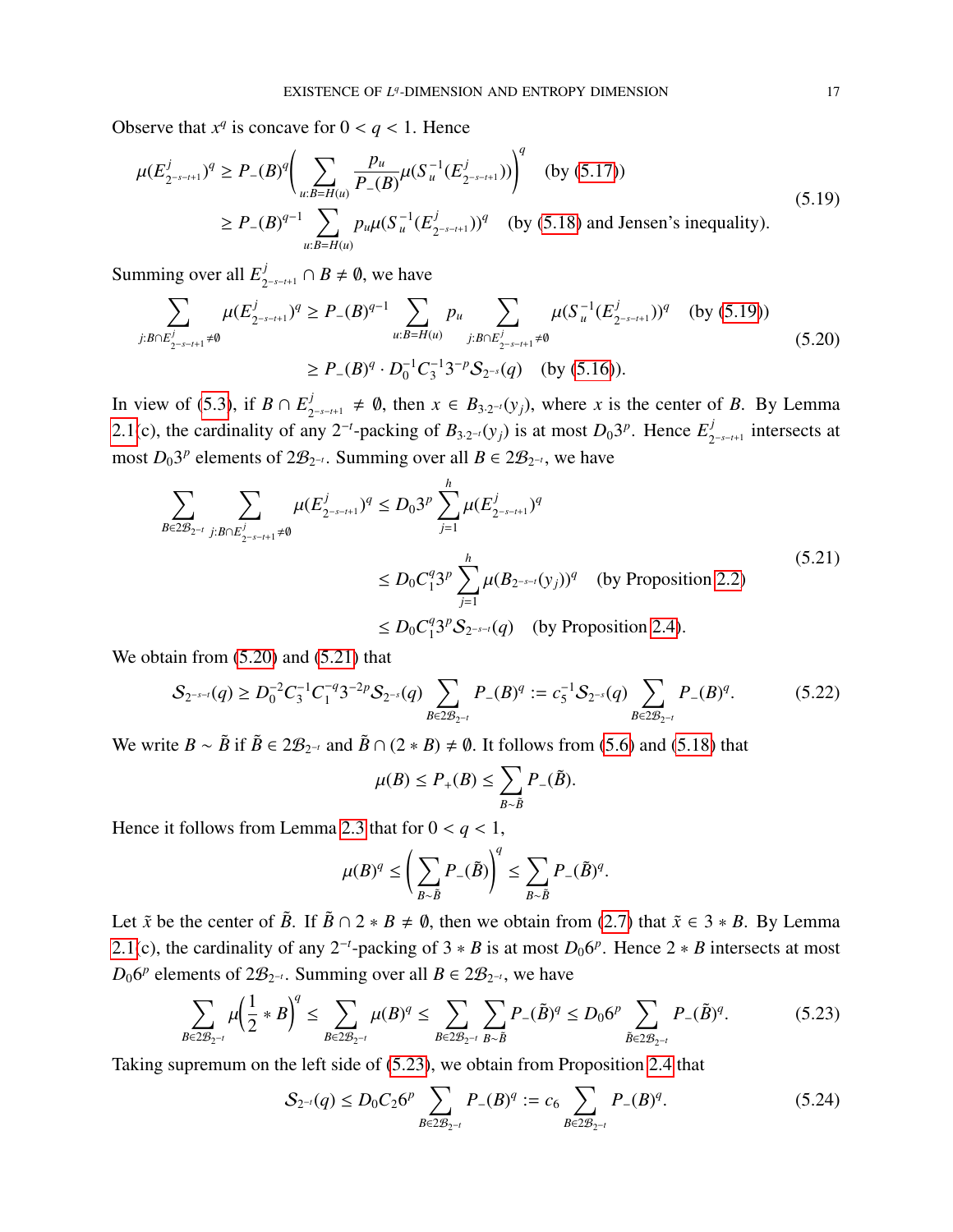Observe that $x^q$ is concave for $0 < q < 1$. Hence

$$
\begin{aligned}
\mu(E^j_{2^{-s-t+1}})^q &\geq P_-(B)^q \Bigg( \sum_{u:B=H(u)} \frac{p_u}{P_-(B)} \mu(S_u^{-1}(E^j_{2^{-s-t+1}})) \Bigg)^q \quad \text{(by (5.17))} \\
&\geq P_-(B)^{q-1} \sum_{u:B=H(u)} p_u \mu(S_u^{-1}(E^j_{2^{-s-t+1}}))^q \quad \text{(by (5.18) and Jensen's inequality).}
\end{aligned}
\tag{5.19}
$$

Summing over all $E^j_{2^{-s-t+1}} \cap B \neq \emptyset$, we have

$$
\begin{aligned}
\sum_{j:B\cap E^j_{2^{-s-t+1}} \neq \emptyset} \mu(E^j_{2^{-s-t+1}})^q &\geq P_-(B)^{q-1} \sum_{u:B=H(u)} p_u \sum_{j:B\cap E^j_{2^{-s-t+1}} \neq \emptyset} \mu(S_u^{-1}(E^j_{2^{-s-t+1}}))^q \quad \text{(by (5.19))} \\
&\geq P_-(B)^q \cdot D_0^{-1} C_3^{-1} 3^{-p} \mathcal{S}_{2^{-s}}(q) \quad \text{(by (5.16)).}
\end{aligned}
\tag{5.20}
$$

In view of (5.3), if $B \cap E^j_{2^{-s-t+1}} \neq \emptyset$, then $x \in B_{3\cdot 2^{-t}}(y_j)$, where $x$ is the center of $B$. By Lemma 2.1(c), the cardinality of any $2^{-t}$-packing of $B_{3\cdot 2^{-t}}(y_j)$ is at most $D_0 3^p$. Hence $E^j_{2^{-s-t+1}}$ intersects at most $D_0 3^p$ elements of $2\mathcal{B}_{2^{-t}}$. Summing over all $B \in 2\mathcal{B}_{2^{-t}}$, we have

$$
\begin{aligned}
\sum_{B\in 2\mathcal{B}_{2^{-t}}} \sum_{j:B\cap E^j_{2^{-s-t+1}} \neq \emptyset} \mu(E^j_{2^{-s-t+1}})^q &\leq D_0 3^p \sum_{j=1}^h \mu(E^j_{2^{-s-t+1}})^q \\
&\leq D_0 C_1^q 3^p \sum_{j=1}^h \mu(B_{2^{-s-t}}(y_j))^q \quad \text{(by Proposition 2.2)} \\
&\leq D_0 C_1^q 3^p \mathcal{S}_{2^{-s-t}}(q) \quad \text{(by Proposition 2.4).}
\end{aligned}
\tag{5.21}
$$

We obtain from (5.20) and (5.21) that

$$
\mathcal{S}_{2^{-s-t}}(q) \geq D_0^{-2} C_3^{-1} C_1^{-q} 3^{-2p} \mathcal{S}_{2^{-s}}(q) \sum_{B\in 2\mathcal{B}_{2^{-t}}} P_-(B)^q := c_5^{-1} \mathcal{S}_{2^{-s}}(q) \sum_{B\in 2\mathcal{B}_{2^{-t}}} P_-(B)^q. \tag{5.22}
$$

We write $B \sim \tilde{B}$ if $\tilde{B} \in 2\mathcal{B}_{2^{-t}}$ and $\tilde{B} \cap (2 * B) \neq \emptyset$. It follows from (5.6) and (5.18) that

$$
\mu(B) \leq P_+(B) \leq \sum_{B\sim\tilde{B}} P_-(\tilde{B}).
$$

Hence it follows from Lemma 2.3 that for $0 < q < 1$,

$$
\mu(B)^q \leq \Bigg( \sum_{B\sim\tilde{B}} P_-(\tilde{B}) \Bigg)^q \leq \sum_{B\sim\tilde{B}} P_-(\tilde{B})^q.
$$

Let $\tilde{x}$ be the center of $\tilde{B}$. If $\tilde{B} \cap 2 * B \neq \emptyset$, then we obtain from (2.7) that $\tilde{x} \in 3 * B$. By Lemma 2.1(c), the cardinality of any $2^{-t}$-packing of $3 * B$ is at most $D_0 6^p$. Hence $2 * B$ intersects at most $D_0 6^p$ elements of $2\mathcal{B}_{2^{-t}}$. Summing over all $B \in 2\mathcal{B}_{2^{-t}}$, we have

$$
\sum_{B\in 2\mathcal{B}_{2^{-t}}} \mu\Big(\frac{1}{2} * B\Big)^q \leq \sum_{B\in 2\mathcal{B}_{2^{-t}}} \mu(B)^q \leq \sum_{B\in 2\mathcal{B}_{2^{-t}}} \sum_{B\sim\tilde{B}} P_-(\tilde{B})^q \leq D_0 6^p \sum_{\tilde{B}\in 2\mathcal{B}_{2^{-t}}} P_-(\tilde{B})^q. \tag{5.23}
$$

Taking supremum on the left side of (5.23), we obtain from Proposition 2.4 that

$$
\mathcal{S}_{2^{-t}}(q) \leq D_0 C_2 6^p \sum_{B\in 2\mathcal{B}_{2^{-t}}} P_-(B)^q := c_6 \sum_{B\in 2\mathcal{B}_{2^{-t}}} P_-(B)^q. \tag{5.24}
$$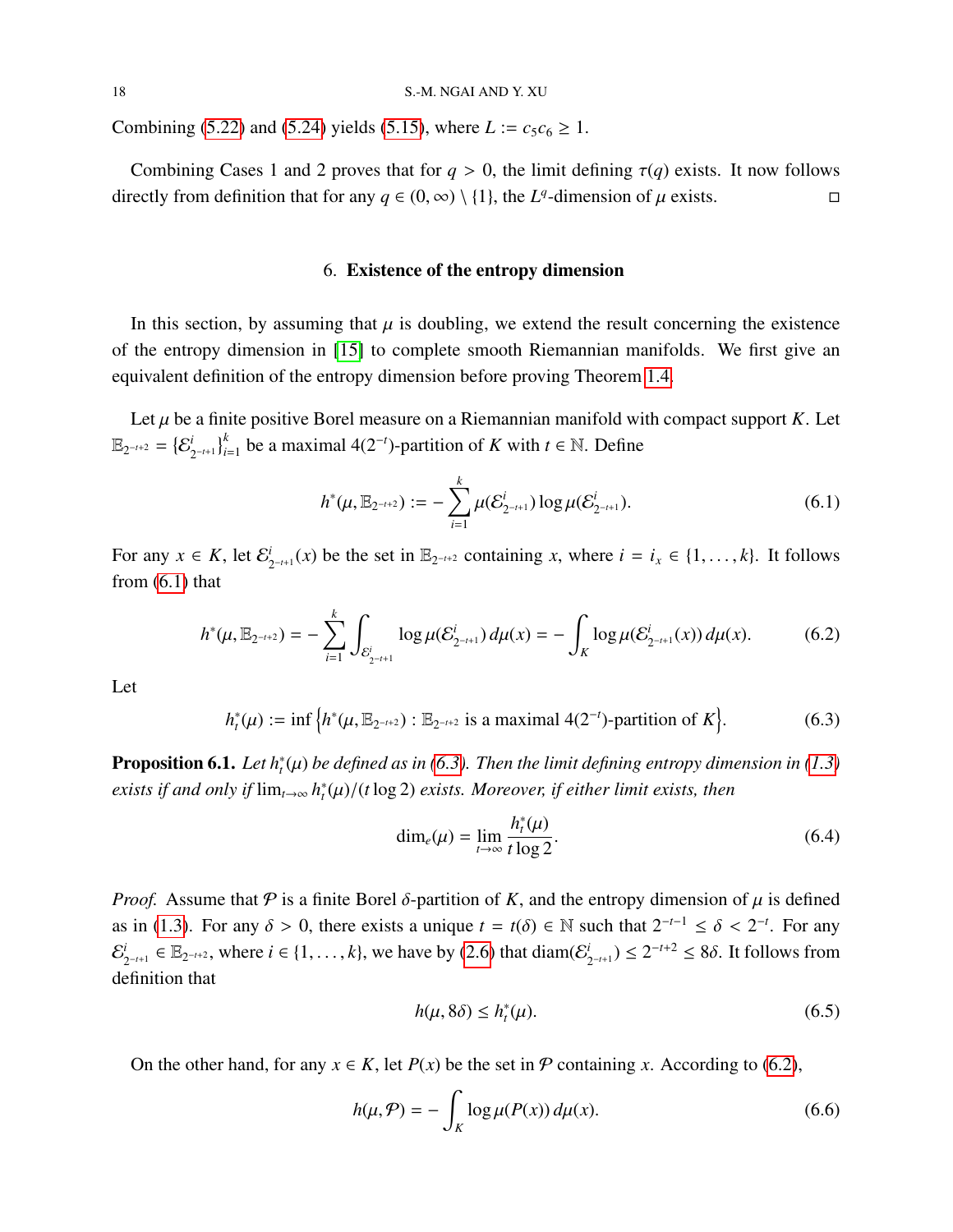Combining (5.22) and (5.24) yields (5.15), where $L := c_5 c_6 \geq 1$.

Combining Cases 1 and 2 proves that for $q > 0$, the limit defining $\tau(q)$ exists. It now follows directly from definition that for any $q \in (0, \infty) \setminus \{1\}$, the $L^q$-dimension of $\mu$ exists. □

## 6. **Existence of the entropy dimension**

In this section, by assuming that $\mu$ is doubling, we extend the result concerning the existence of the entropy dimension in [15] to complete smooth Riemannian manifolds. We first give an equivalent definition of the entropy dimension before proving Theorem 1.4.

Let $\mu$ be a finite positive Borel measure on a Riemannian manifold with compact support $K$. Let $\mathbb{E}_{2^{-t+2}} = \{\mathcal{E}^i_{2^{-t+1}}\}_{i=1}^k$ be a maximal $4(2^{-t})$-partition of $K$ with $t \in \mathbb{N}$. Define

$$h^*(\mu, \mathbb{E}_{2^{-t+2}}) := -\sum_{i=1}^{k} \mu(\mathcal{E}^i_{2^{-t+1}}) \log \mu(\mathcal{E}^i_{2^{-t+1}}). \tag{6.1}$$

For any $x \in K$, let $\mathcal{E}^i_{2^{-t+1}}(x)$ be the set in $\mathbb{E}_{2^{-t+2}}$ containing $x$, where $i = i_x \in \{1, \ldots, k\}$. It follows from (6.1) that

$$h^*(\mu, \mathbb{E}_{2^{-t+2}}) = -\sum_{i=1}^{k} \int_{\mathcal{E}^i_{2^{-t+1}}} \log \mu(\mathcal{E}^i_{2^{-t+1}})\, d\mu(x) = -\int_K \log \mu(\mathcal{E}^i_{2^{-t+1}}(x))\, d\mu(x). \tag{6.2}$$

Let

$$h^*_t(\mu) := \inf\Big\{h^*(\mu, \mathbb{E}_{2^{-t+2}}) : \mathbb{E}_{2^{-t+2}} \text{ is a maximal } 4(2^{-t})\text{-partition of } K\Big\}. \tag{6.3}$$

**Proposition 6.1.** *Let $h^*_t(\mu)$ be defined as in (6.3). Then the limit defining entropy dimension in (1.3) exists if and only if $\lim_{t\to\infty} h^*_t(\mu)/(t\log 2)$ exists. Moreover, if either limit exists, then*

$$\dim_e(\mu) = \lim_{t\to\infty} \frac{h^*_t(\mu)}{t \log 2}. \tag{6.4}$$

*Proof.* Assume that $\mathcal{P}$ is a finite Borel $\delta$-partition of $K$, and the entropy dimension of $\mu$ is defined as in (1.3). For any $\delta > 0$, there exists a unique $t = t(\delta) \in \mathbb{N}$ such that $2^{-t-1} \leq \delta < 2^{-t}$. For any $\mathcal{E}^i_{2^{-t+1}} \in \mathbb{E}_{2^{-t+2}}$, where $i \in \{1, \ldots, k\}$, we have by (2.6) that $\operatorname{diam}(\mathcal{E}^i_{2^{-t+1}}) \leq 2^{-t+2} \leq 8\delta$. It follows from definition that

$$h(\mu, 8\delta) \leq h^*_t(\mu). \tag{6.5}$$

On the other hand, for any $x \in K$, let $P(x)$ be the set in $\mathcal{P}$ containing $x$. According to (6.2),

$$h(\mu, \mathcal{P}) = -\int_K \log \mu(P(x))\, d\mu(x). \tag{6.6}$$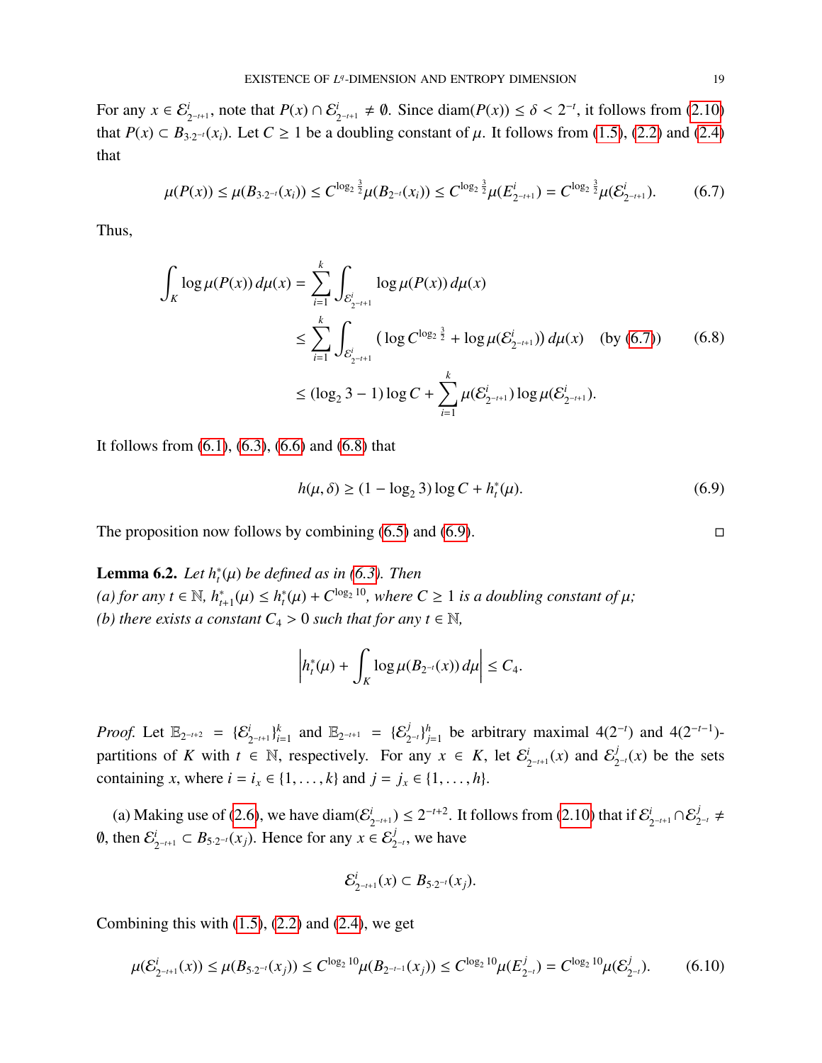For any $x \in \mathcal{E}^i_{2^{-t+1}}$, note that $P(x) \cap \mathcal{E}^i_{2^{-t+1}} \neq \emptyset$. Since $\operatorname{diam}(P(x)) \leq \delta < 2^{-t}$, it follows from (2.10) that $P(x) \subset B_{3\cdot 2^{-t}}(x_i)$. Let $C \geq 1$ be a doubling constant of $\mu$. It follows from (1.5), (2.2) and (2.4) that

$$\mu(P(x)) \leq \mu(B_{3\cdot 2^{-t}}(x_i)) \leq C^{\log_2 \frac{3}{2}} \mu(B_{2^{-t}}(x_i)) \leq C^{\log_2 \frac{3}{2}} \mu(E^i_{2^{-t+1}}) = C^{\log_2 \frac{3}{2}} \mu(\mathcal{E}^i_{2^{-t+1}}). \tag{6.7}$$

Thus,

$$\begin{aligned}
\int_K \log \mu(P(x))\, d\mu(x) &= \sum_{i=1}^k \int_{\mathcal{E}^i_{2^{-t+1}}} \log \mu(P(x))\, d\mu(x) \\
&\leq \sum_{i=1}^k \int_{\mathcal{E}^i_{2^{-t+1}}} \big( \log C^{\log_2 \frac{3}{2}} + \log \mu(\mathcal{E}^i_{2^{-t+1}}) \big)\, d\mu(x) \quad \text{(by (6.7))} \\
&\leq (\log_2 3 - 1) \log C + \sum_{i=1}^k \mu(\mathcal{E}^i_{2^{-t+1}}) \log \mu(\mathcal{E}^i_{2^{-t+1}}).
\end{aligned} \tag{6.8}$$

It follows from (6.1), (6.3), (6.6) and (6.8) that

$$h(\mu, \delta) \geq (1 - \log_2 3) \log C + h^*_t(\mu). \tag{6.9}$$

The proposition now follows by combining (6.5) and (6.9). $\square$

**Lemma 6.2.** *Let $h^*_t(\mu)$ be defined as in (6.3). Then*
*(a) for any $t \in \mathbb{N}$, $h^*_{t+1}(\mu) \leq h^*_t(\mu) + C^{\log_2 10}$, where $C \geq 1$ is a doubling constant of $\mu$;*
*(b) there exists a constant $C_4 > 0$ such that for any $t \in \mathbb{N}$,*

$$\left| h^*_t(\mu) + \int_K \log \mu(B_{2^{-t}}(x))\, d\mu \right| \leq C_4.$$

*Proof.* Let $\mathbb{E}_{2^{-t+2}} = \{\mathcal{E}^i_{2^{-t+1}}\}_{i=1}^k$ and $\mathbb{E}_{2^{-t+1}} = \{\mathcal{E}^j_{2^{-t}}\}_{j=1}^h$ be arbitrary maximal $4(2^{-t})$ and $4(2^{-t-1})$-partitions of $K$ with $t \in \mathbb{N}$, respectively. For any $x \in K$, let $\mathcal{E}^i_{2^{-t+1}}(x)$ and $\mathcal{E}^j_{2^{-t}}(x)$ be the sets containing $x$, where $i = i_x \in \{1, \dots, k\}$ and $j = j_x \in \{1, \dots, h\}$.

(a) Making use of (2.6), we have $\operatorname{diam}(\mathcal{E}^i_{2^{-t+1}}) \leq 2^{-t+2}$. It follows from (2.10) that if $\mathcal{E}^i_{2^{-t+1}} \cap \mathcal{E}^j_{2^{-t}} \neq \emptyset$, then $\mathcal{E}^i_{2^{-t+1}} \subset B_{5\cdot 2^{-t}}(x_j)$. Hence for any $x \in \mathcal{E}^j_{2^{-t}}$, we have

$$\mathcal{E}^i_{2^{-t+1}}(x) \subset B_{5\cdot 2^{-t}}(x_j).$$

Combining this with (1.5), (2.2) and (2.4), we get

$$\mu(\mathcal{E}^i_{2^{-t+1}}(x)) \leq \mu(B_{5\cdot 2^{-t}}(x_j)) \leq C^{\log_2 10} \mu(B_{2^{-t-1}}(x_j)) \leq C^{\log_2 10} \mu(E^j_{2^{-t}}) = C^{\log_2 10} \mu(\mathcal{E}^j_{2^{-t}}). \tag{6.10}$$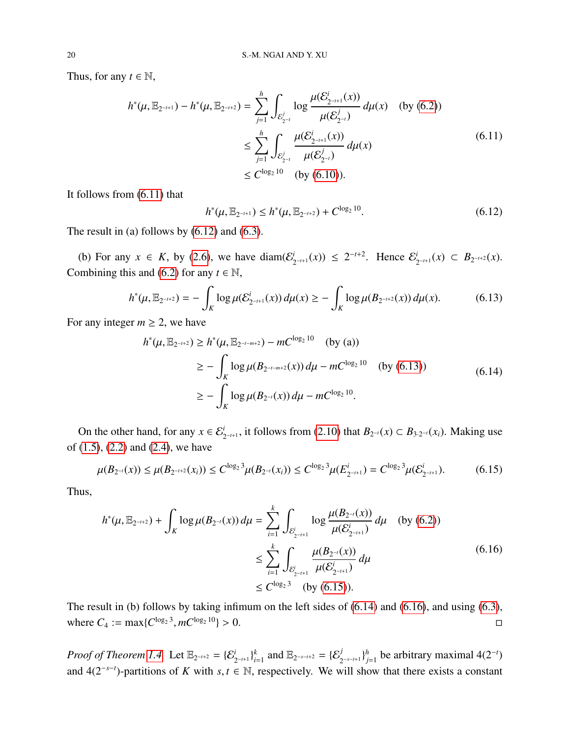Thus, for any $t \in \mathbb{N}$,

$$
\begin{aligned}
h^*(\mu, \mathbb{E}_{2^{-t+1}}) - h^*(\mu, \mathbb{E}_{2^{-t+2}}) &= \sum_{j=1}^{h} \int_{\mathcal{E}^j_{2^{-t}}} \log \frac{\mu(\mathcal{E}^i_{2^{-t+1}}(x))}{\mu(\mathcal{E}^j_{2^{-t}})}\, d\mu(x) \quad \text{(by (6.2))} \\
&\le \sum_{j=1}^{h} \int_{\mathcal{E}^j_{2^{-t}}} \frac{\mu(\mathcal{E}^i_{2^{-t+1}}(x))}{\mu(\mathcal{E}^j_{2^{-t}})}\, d\mu(x) \\
&\le C^{\log_2 10} \quad \text{(by (6.10))}.
\end{aligned} \tag{6.11}
$$

It follows from (6.11) that

$$
h^*(\mu, \mathbb{E}_{2^{-t+1}}) \le h^*(\mu, \mathbb{E}_{2^{-t+2}}) + C^{\log_2 10}. \tag{6.12}
$$

The result in (a) follows by (6.12) and (6.3).

(b) For any $x \in K$, by (2.6), we have $\operatorname{diam}(\mathcal{E}^i_{2^{-t+1}}(x)) \le 2^{-t+2}$. Hence $\mathcal{E}^i_{2^{-t+1}}(x) \subset B_{2^{-t+2}}(x)$. Combining this and (6.2) for any $t \in \mathbb{N}$,

$$
h^*(\mu, \mathbb{E}_{2^{-t+2}}) = -\int_K \log \mu(\mathcal{E}^i_{2^{-t+1}}(x))\, d\mu(x) \ge -\int_K \log \mu(B_{2^{-t+2}}(x))\, d\mu(x). \tag{6.13}
$$

For any integer $m \ge 2$, we have

$$
\begin{aligned}
h^*(\mu, \mathbb{E}_{2^{-t+2}}) &\ge h^*(\mu, \mathbb{E}_{2^{-t-m+2}}) - mC^{\log_2 10} \quad \text{(by (a))} \\
&\ge -\int_K \log \mu(B_{2^{-t-m+2}}(x))\, d\mu - mC^{\log_2 10} \quad \text{(by (6.13))} \\
&\ge -\int_K \log \mu(B_{2^{-t}}(x))\, d\mu - mC^{\log_2 10}.
\end{aligned} \tag{6.14}
$$

On the other hand, for any $x \in \mathcal{E}^i_{2^{-t+1}}$, it follows from (2.10) that $B_{2^{-t}}(x) \subset B_{3\cdot 2^{-t}}(x_i)$. Making use of (1.5), (2.2) and (2.4), we have

$$
\mu(B_{2^{-t}}(x)) \le \mu(B_{2^{-t+2}}(x_i)) \le C^{\log_2 3}\mu(B_{2^{-t}}(x_i)) \le C^{\log_2 3}\mu(E^i_{2^{-t+1}}) = C^{\log_2 3}\mu(\mathcal{E}^i_{2^{-t+1}}). \tag{6.15}
$$

Thus,

$$
\begin{aligned}
h^*(\mu, \mathbb{E}_{2^{-t+2}}) + \int_K \log \mu(B_{2^{-t}}(x))\, d\mu &= \sum_{i=1}^{k} \int_{\mathcal{E}^i_{2^{-t+1}}} \log \frac{\mu(B_{2^{-t}}(x))}{\mu(\mathcal{E}^i_{2^{-t+1}})}\, d\mu \quad \text{(by (6.2))} \\
&\le \sum_{i=1}^{k} \int_{\mathcal{E}^i_{2^{-t+1}}} \frac{\mu(B_{2^{-t}}(x))}{\mu(\mathcal{E}^i_{2^{-t+1}})}\, d\mu \\
&\le C^{\log_2 3} \quad \text{(by (6.15))}.
\end{aligned} \tag{6.16}
$$

The result in (b) follows by taking infimum on the left sides of (6.14) and (6.16), and using (6.3), where $C_4 := \max\{C^{\log_2 3}, mC^{\log_2 10}\} > 0$. $\square$

*Proof of Theorem 1.4.* Let $\mathbb{E}_{2^{-t+2}} = \{\mathcal{E}^i_{2^{-t+1}}\}_{i=1}^k$ and $\mathbb{E}_{2^{-s-t+2}} = \{\mathcal{E}^j_{2^{-s-t+1}}\}_{j=1}^h$ be arbitrary maximal $4(2^{-t})$ and $4(2^{-s-t})$-partitions of $K$ with $s, t \in \mathbb{N}$, respectively. We will show that there exists a constant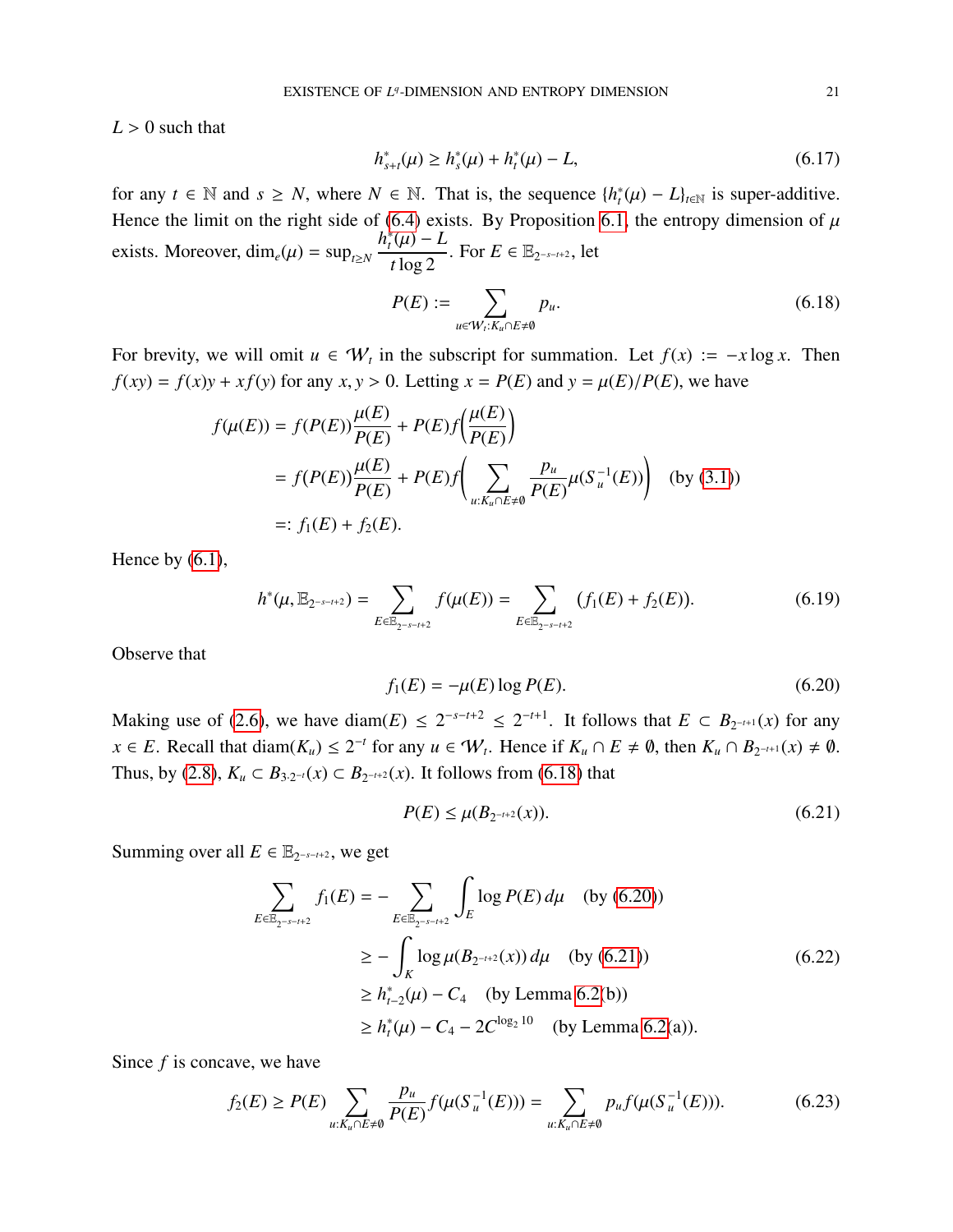$L > 0$ such that

$$h^*_{s+t}(\mu) \geq h^*_s(\mu) + h^*_t(\mu) - L, \tag{6.17}$$

for any $t \in \mathbb{N}$ and $s \geq N$, where $N \in \mathbb{N}$. That is, the sequence $\{h^*_t(\mu) - L\}_{t\in\mathbb{N}}$ is super-additive. Hence the limit on the right side of (6.4) exists. By Proposition 6.1, the entropy dimension of $\mu$ exists. Moreover, $\dim_e(\mu) = \sup_{t\geq N} \dfrac{h^*_t(\mu) - L}{t \log 2}$. For $E \in \mathbb{E}_{2^{-s-t+2}}$, let

$$P(E) := \sum_{u\in\mathcal{W}_t : K_u \cap E \neq \emptyset} p_u. \tag{6.18}$$

For brevity, we will omit $u \in \mathcal{W}_t$ in the subscript for summation. Let $f(x) := -x \log x$. Then $f(xy) = f(x)y + xf(y)$ for any $x, y > 0$. Letting $x = P(E)$ and $y = \mu(E)/P(E)$, we have

$$\begin{aligned}
f(\mu(E)) &= f(P(E))\frac{\mu(E)}{P(E)} + P(E) f\Big(\frac{\mu(E)}{P(E)}\Big) \\
&= f(P(E))\frac{\mu(E)}{P(E)} + P(E) f\Big(\sum_{u:K_u\cap E\neq\emptyset} \frac{p_u}{P(E)} \mu(S_u^{-1}(E))\Big) \quad \text{(by (3.1))} \\
&=: f_1(E) + f_2(E).
\end{aligned}$$

Hence by (6.1),

$$h^*(\mu, \mathbb{E}_{2^{-s-t+2}}) = \sum_{E\in\mathbb{E}_{2^{-s-t+2}}} f(\mu(E)) = \sum_{E\in\mathbb{E}_{2^{-s-t+2}}} (f_1(E) + f_2(E)). \tag{6.19}$$

Observe that

$$f_1(E) = -\mu(E) \log P(E). \tag{6.20}$$

Making use of (2.6), we have $\operatorname{diam}(E) \leq 2^{-s-t+2} \leq 2^{-t+1}$. It follows that $E \subset B_{2^{-t+1}}(x)$ for any $x \in E$. Recall that $\operatorname{diam}(K_u) \leq 2^{-t}$ for any $u \in \mathcal{W}_t$. Hence if $K_u \cap E \neq \emptyset$, then $K_u \cap B_{2^{-t+1}}(x) \neq \emptyset$. Thus, by (2.8), $K_u \subset B_{3\cdot 2^{-t}}(x) \subset B_{2^{-t+2}}(x)$. It follows from (6.18) that

$$P(E) \leq \mu(B_{2^{-t+2}}(x)). \tag{6.21}$$

Summing over all $E \in \mathbb{E}_{2^{-s-t+2}}$, we get

$$\begin{aligned}
\sum_{E\in\mathbb{E}_{2^{-s-t+2}}} f_1(E) &= -\sum_{E\in\mathbb{E}_{2^{-s-t+2}}} \int_E \log P(E)\, d\mu \quad \text{(by (6.20))} \\
&\geq -\int_K \log \mu(B_{2^{-t+2}}(x))\, d\mu \quad \text{(by (6.21))} \\
&\geq h^*_{t-2}(\mu) - C_4 \quad \text{(by Lemma 6.2(b))} \\
&\geq h^*_t(\mu) - C_4 - 2C^{\log_2 10} \quad \text{(by Lemma 6.2(a))}.
\end{aligned} \tag{6.22}$$

Since $f$ is concave, we have

$$f_2(E) \geq P(E) \sum_{u:K_u\cap E\neq\emptyset} \frac{p_u}{P(E)} f(\mu(S_u^{-1}(E))) = \sum_{u:K_u\cap E\neq\emptyset} p_u f(\mu(S_u^{-1}(E))). \tag{6.23}$$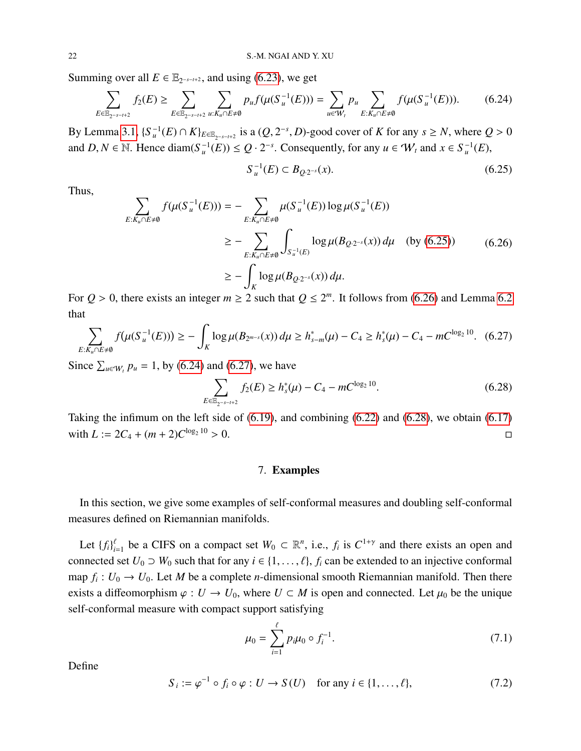Summing over all $E \in \mathbb{E}_{2^{-s-t+2}}$, and using (6.23), we get

$$\sum_{E \in \mathbb{E}_{2^{-s-t+2}}} f_2(E) \geq \sum_{E \in \mathbb{E}_{2^{-s-t+2}}} \sum_{u: K_u \cap E \neq \emptyset} p_u f(\mu(S_u^{-1}(E))) = \sum_{u \in \mathcal{W}_t} p_u \sum_{E: K_u \cap E \neq \emptyset} f(\mu(S_u^{-1}(E))). \tag{6.24}$$

By Lemma 3.1, $\{S_u^{-1}(E) \cap K\}_{E \in \mathbb{E}_{2^{-s-t+2}}}$ is a $(Q, 2^{-s}, D)$-good cover of $K$ for any $s \geq N$, where $Q > 0$ and $D, N \in \mathbb{N}$. Hence $\operatorname{diam}(S_u^{-1}(E)) \leq Q \cdot 2^{-s}$. Consequently, for any $u \in \mathcal{W}_t$ and $x \in S_u^{-1}(E)$,

$$S_u^{-1}(E) \subset B_{Q \cdot 2^{-s}}(x). \tag{6.25}$$

Thus,

$$\begin{aligned}
\sum_{E: K_u \cap E \neq \emptyset} f(\mu(S_u^{-1}(E))) &= - \sum_{E: K_u \cap E \neq \emptyset} \mu(S_u^{-1}(E)) \log \mu(S_u^{-1}(E)) \\
&\geq - \sum_{E: K_u \cap E \neq \emptyset} \int_{S_u^{-1}(E)} \log \mu(B_{Q \cdot 2^{-s}}(x))\, d\mu \quad \text{(by (6.25))} \\
&\geq - \int_K \log \mu(B_{Q \cdot 2^{-s}}(x))\, d\mu.
\end{aligned} \tag{6.26}$$

For $Q > 0$, there exists an integer $m \geq 2$ such that $Q \leq 2^m$. It follows from (6.26) and Lemma 6.2 that

$$\sum_{E: K_u \cap E \neq \emptyset} f(\mu(S_u^{-1}(E))) \geq - \int_K \log \mu(B_{2^{m-s}}(x))\, d\mu \geq h_{s-m}^*(\mu) - C_4 \geq h_s^*(\mu) - C_4 - mC^{\log_2 10}. \tag{6.27}$$

Since $\sum_{u \in \mathcal{W}_t} p_u = 1$, by (6.24) and (6.27), we have

$$\sum_{E \in \mathbb{E}_{2^{-s-t+2}}} f_2(E) \geq h_s^*(\mu) - C_4 - mC^{\log_2 10}. \tag{6.28}$$

Taking the infimum on the left side of (6.19), and combining (6.22) and (6.28), we obtain (6.17) with $L := 2C_4 + (m+2)C^{\log_2 10} > 0$. $\square$

## 7. **Examples**

In this section, we give some examples of self-conformal measures and doubling self-conformal measures defined on Riemannian manifolds.

Let $\{f_i\}_{i=1}^{\ell}$ be a CIFS on a compact set $W_0 \subset \mathbb{R}^n$, i.e., $f_i$ is $C^{1+\gamma}$ and there exists an open and connected set $U_0 \supset W_0$ such that for any $i \in \{1, \dots, \ell\}$, $f_i$ can be extended to an injective conformal map $f_i : U_0 \to U_0$. Let $M$ be a complete $n$-dimensional smooth Riemannian manifold. Then there exists a diffeomorphism $\varphi : U \to U_0$, where $U \subset M$ is open and connected. Let $\mu_0$ be the unique self-conformal measure with compact support satisfying

$$\mu_0 = \sum_{i=1}^{\ell} p_i \mu_0 \circ f_i^{-1}. \tag{7.1}$$

Define

$$S_i := \varphi^{-1} \circ f_i \circ \varphi : U \to S(U) \quad \text{for any } i \in \{1, \dots, \ell\}, \tag{7.2}$$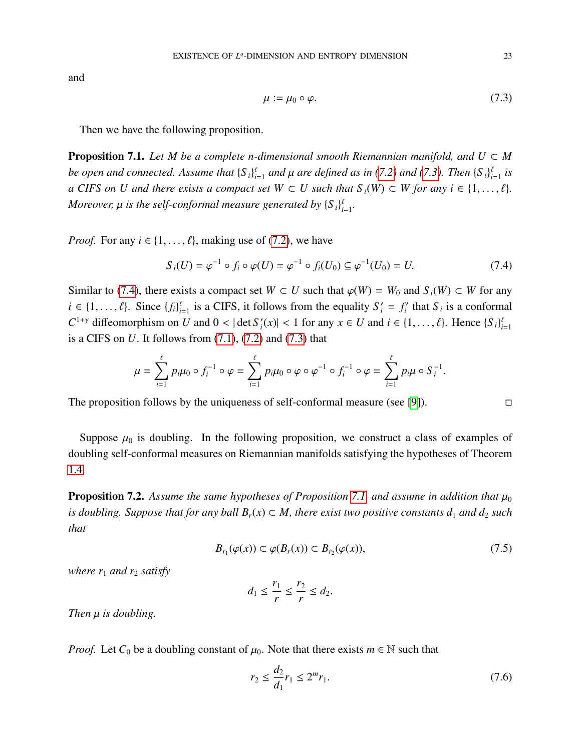and

$$\mu := \mu_0 \circ \varphi. \tag{7.3}$$

Then we have the following proposition.

**Proposition 7.1.** *Let $M$ be a complete $n$-dimensional smooth Riemannian manifold, and $U \subset M$ be open and connected. Assume that $\{S_i\}_{i=1}^{\ell}$ and $\mu$ are defined as in (7.2) and (7.3). Then $\{S_i\}_{i=1}^{\ell}$ is a CIFS on $U$ and there exists a compact set $W \subset U$ such that $S_i(W) \subset W$ for any $i \in \{1, \ldots, \ell\}$. Moreover, $\mu$ is the self-conformal measure generated by $\{S_i\}_{i=1}^{\ell}$.*

*Proof.* For any $i \in \{1, \ldots, \ell\}$, making use of (7.2), we have

$$S_i(U) = \varphi^{-1} \circ f_i \circ \varphi(U) = \varphi^{-1} \circ f_i(U_0) \subseteq \varphi^{-1}(U_0) = U. \tag{7.4}$$

Similar to (7.4), there exists a compact set $W \subset U$ such that $\varphi(W) = W_0$ and $S_i(W) \subset W$ for any $i \in \{1, \ldots, \ell\}$. Since $\{f_i\}_{i=1}^{\ell}$ is a CIFS, it follows from the equality $S_i' = f_i'$ that $S_i$ is a conformal $C^{1+\gamma}$ diffeomorphism on $U$ and $0 < |\det S_i'(x)| < 1$ for any $x \in U$ and $i \in \{1, \ldots, \ell\}$. Hence $\{S_i\}_{i=1}^{\ell}$ is a CIFS on $U$. It follows from (7.1), (7.2) and (7.3) that

$$\mu = \sum_{i=1}^{\ell} p_i \mu_0 \circ f_i^{-1} \circ \varphi = \sum_{i=1}^{\ell} p_i \mu_0 \circ \varphi \circ \varphi^{-1} \circ f_i^{-1} \circ \varphi = \sum_{i=1}^{\ell} p_i \mu \circ S_i^{-1}.$$

The proposition follows by the uniqueness of self-conformal measure (see [9]). $\square$

Suppose $\mu_0$ is doubling. In the following proposition, we construct a class of examples of doubling self-conformal measures on Riemannian manifolds satisfying the hypotheses of Theorem 1.4.

**Proposition 7.2.** *Assume the same hypotheses of Proposition 7.1 and assume in addition that $\mu_0$ is doubling. Suppose that for any ball $B_r(x) \subset M$, there exist two positive constants $d_1$ and $d_2$ such that*

$$B_{r_1}(\varphi(x)) \subset \varphi(B_r(x)) \subset B_{r_2}(\varphi(x)), \tag{7.5}$$

*where $r_1$ and $r_2$ satisfy*

$$d_1 \leq \frac{r_1}{r} \leq \frac{r_2}{r} \leq d_2.$$

*Then $\mu$ is doubling.*

*Proof.* Let $C_0$ be a doubling constant of $\mu_0$. Note that there exists $m \in \mathbb{N}$ such that

$$r_2 \leq \frac{d_2}{d_1} r_1 \leq 2^m r_1. \tag{7.6}$$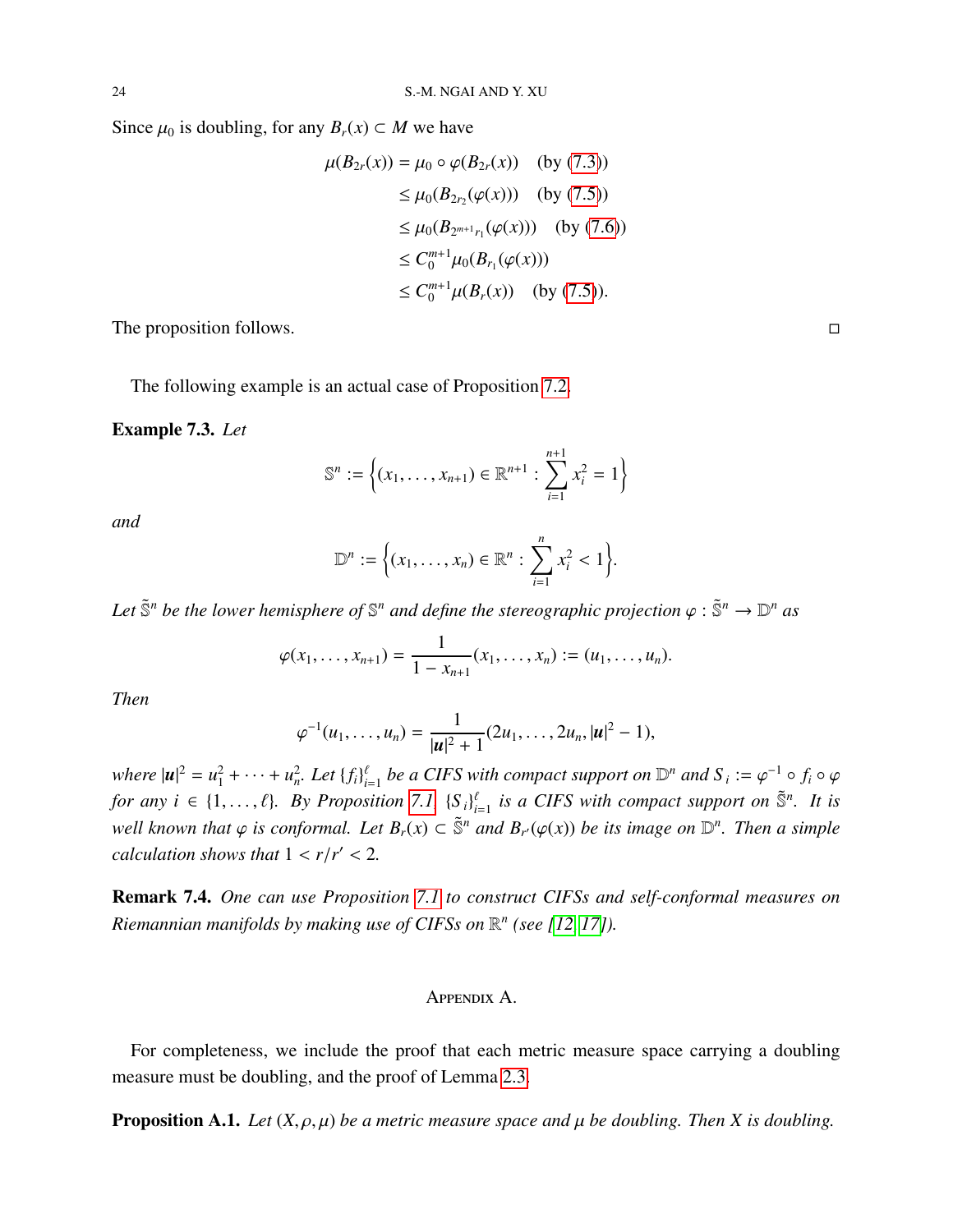Since $\mu_0$ is doubling, for any $B_r(x) \subset M$ we have

$$
\begin{aligned}
\mu(B_{2r}(x)) &= \mu_0 \circ \varphi(B_{2r}(x)) \quad \text{(by (7.3))}\\
&\le \mu_0(B_{2r_2}(\varphi(x))) \quad \text{(by (7.5))}\\
&\le \mu_0(B_{2^{m+1}r_1}(\varphi(x))) \quad \text{(by (7.6))}\\
&\le C_0^{m+1}\mu_0(B_{r_1}(\varphi(x)))\\
&\le C_0^{m+1}\mu(B_r(x)) \quad \text{(by (7.5))}.
\end{aligned}
$$

The proposition follows. □

The following example is an actual case of Proposition 7.2.

**Example 7.3.** *Let*

$$
\mathbb{S}^n := \Big\{(x_1,\dots,x_{n+1}) \in \mathbb{R}^{n+1} : \sum_{i=1}^{n+1} x_i^2 = 1\Big\}
$$

*and*

$$
\mathbb{D}^n := \Big\{(x_1,\dots,x_n) \in \mathbb{R}^n : \sum_{i=1}^{n} x_i^2 < 1\Big\}.
$$

*Let $\tilde{\mathbb{S}}^n$ be the lower hemisphere of $\mathbb{S}^n$ and define the stereographic projection $\varphi : \tilde{\mathbb{S}}^n \to \mathbb{D}^n$ as*

$$
\varphi(x_1,\dots,x_{n+1}) = \frac{1}{1-x_{n+1}}(x_1,\dots,x_n) := (u_1,\dots,u_n).
$$

*Then*

$$
\varphi^{-1}(u_1,\dots,u_n) = \frac{1}{|\boldsymbol{u}|^2+1}(2u_1,\dots,2u_n,|\boldsymbol{u}|^2-1),
$$

*where $|\boldsymbol{u}|^2 = u_1^2+\cdots+u_n^2$. Let $\{f_i\}_{i=1}^{\ell}$ be a CIFS with compact support on $\mathbb{D}^n$ and $S_i := \varphi^{-1}\circ f_i \circ \varphi$ for any $i \in \{1,\dots,\ell\}$. By Proposition 7.1, $\{S_i\}_{i=1}^{\ell}$ is a CIFS with compact support on $\tilde{\mathbb{S}}^n$. It is well known that $\varphi$ is conformal. Let $B_r(x) \subset \tilde{\mathbb{S}}^n$ and $B_{r'}(\varphi(x))$ be its image on $\mathbb{D}^n$. Then a simple calculation shows that $1 < r/r' < 2$.*

**Remark 7.4.** *One can use Proposition 7.1 to construct CIFSs and self-conformal measures on Riemannian manifolds by making use of CIFSs on $\mathbb{R}^n$ (see [12, 17]).*

## Appendix A.

For completeness, we include the proof that each metric measure space carrying a doubling measure must be doubling, and the proof of Lemma 2.3.

**Proposition A.1.** *Let $(X,\rho,\mu)$ be a metric measure space and $\mu$ be doubling. Then $X$ is doubling.*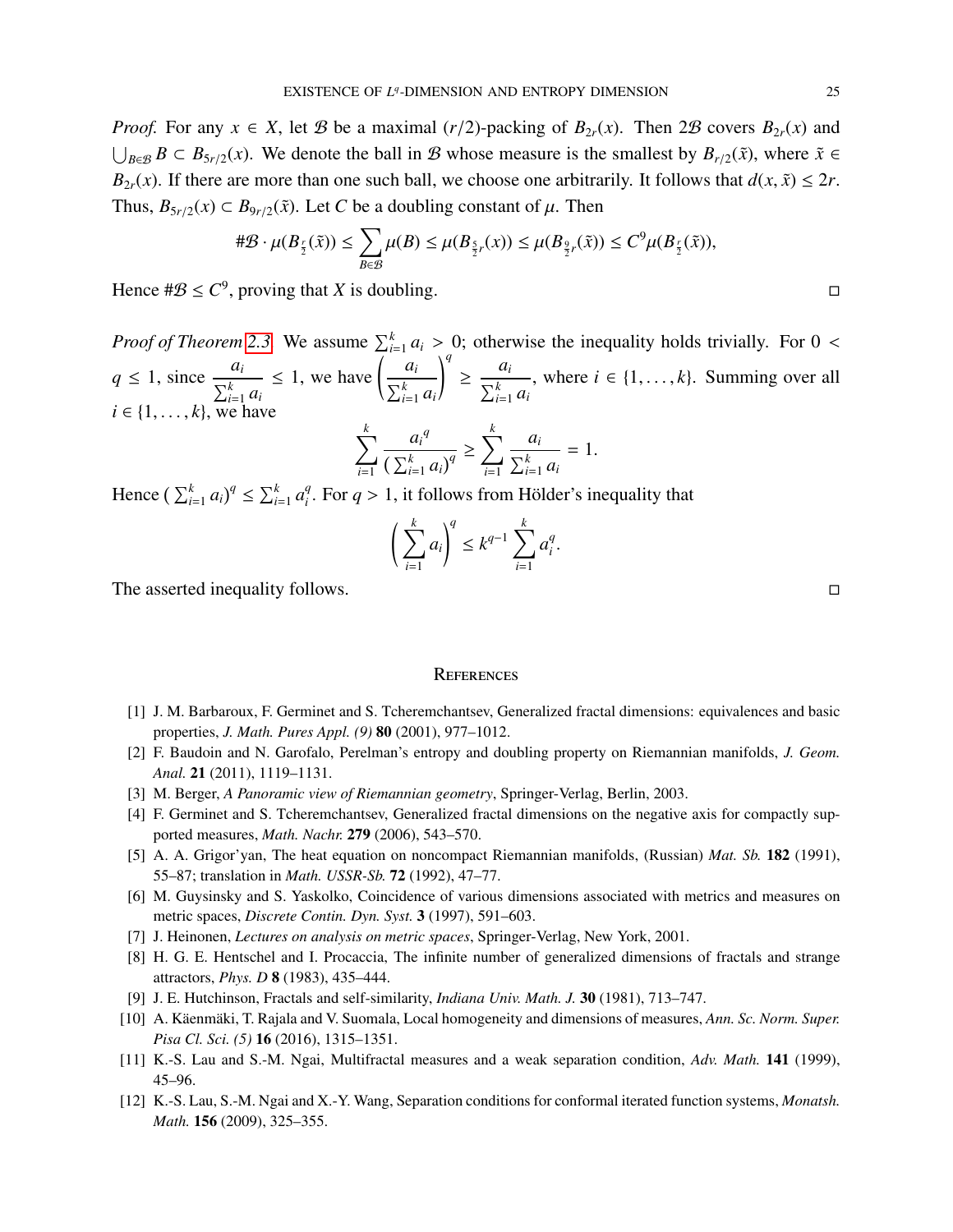*Proof.* For any $x \in X$, let $\mathcal{B}$ be a maximal $(r/2)$-packing of $B_{2r}(x)$. Then $2\mathcal{B}$ covers $B_{2r}(x)$ and $\bigcup_{B\in\mathcal{B}} B \subset B_{5r/2}(x)$. We denote the ball in $\mathcal{B}$ whose measure is the smallest by $B_{r/2}(\tilde{x})$, where $\tilde{x} \in B_{2r}(x)$. If there are more than one such ball, we choose one arbitrarily. It follows that $d(x, \tilde{x}) \le 2r$. Thus, $B_{5r/2}(x) \subset B_{9r/2}(\tilde{x})$. Let $C$ be a doubling constant of $\mu$. Then

$$\#\mathcal{B} \cdot \mu(B_{\frac{r}{2}}(\tilde{x})) \le \sum_{B\in\mathcal{B}} \mu(B) \le \mu(B_{\frac{5}{2}r}(x)) \le \mu(B_{\frac{9}{2}r}(\tilde{x})) \le C^9 \mu(B_{\frac{r}{2}}(\tilde{x})),$$

Hence $\#\mathcal{B} \le C^9$, proving that $X$ is doubling. □

*Proof of Theorem 2.3.* We assume $\sum_{i=1}^k a_i > 0$; otherwise the inequality holds trivially. For $0 < q \le 1$, since $\dfrac{a_i}{\sum_{i=1}^k a_i} \le 1$, we have $\left(\dfrac{a_i}{\sum_{i=1}^k a_i}\right)^q \ge \dfrac{a_i}{\sum_{i=1}^k a_i}$, where $i \in \{1, \ldots, k\}$. Summing over all $i \in \{1, \ldots, k\}$, we have

$$\sum_{i=1}^k \frac{{a_i}^q}{\left(\sum_{i=1}^k a_i\right)^q} \ge \sum_{i=1}^k \frac{a_i}{\sum_{i=1}^k a_i} = 1.$$

Hence $\left(\sum_{i=1}^k a_i\right)^q \le \sum_{i=1}^k a_i^q$. For $q > 1$, it follows from Hölder's inequality that

$$\left(\sum_{i=1}^k a_i\right)^q \le k^{q-1} \sum_{i=1}^k a_i^q.$$

The asserted inequality follows. □

## References

[1] J. M. Barbaroux, F. Germinet and S. Tcheremchantsev, Generalized fractal dimensions: equivalences and basic properties, *J. Math. Pures Appl. (9)* **80** (2001), 977–1012.

[2] F. Baudoin and N. Garofalo, Perelman's entropy and doubling property on Riemannian manifolds, *J. Geom. Anal.* **21** (2011), 1119–1131.

[3] M. Berger, *A Panoramic view of Riemannian geometry*, Springer-Verlag, Berlin, 2003.

[4] F. Germinet and S. Tcheremchantsev, Generalized fractal dimensions on the negative axis for compactly supported measures, *Math. Nachr.* **279** (2006), 543–570.

[5] A. A. Grigor'yan, The heat equation on noncompact Riemannian manifolds, (Russian) *Mat. Sb.* **182** (1991), 55–87; translation in *Math. USSR-Sb.* **72** (1992), 47–77.

[6] M. Guysinsky and S. Yaskolko, Coincidence of various dimensions associated with metrics and measures on metric spaces, *Discrete Contin. Dyn. Syst.* **3** (1997), 591–603.

[7] J. Heinonen, *Lectures on analysis on metric spaces*, Springer-Verlag, New York, 2001.

[8] H. G. E. Hentschel and I. Procaccia, The infinite number of generalized dimensions of fractals and strange attractors, *Phys. D* **8** (1983), 435–444.

[9] J. E. Hutchinson, Fractals and self-similarity, *Indiana Univ. Math. J.* **30** (1981), 713–747.

[10] A. Käenmäki, T. Rajala and V. Suomala, Local homogeneity and dimensions of measures, *Ann. Sc. Norm. Super. Pisa Cl. Sci. (5)* **16** (2016), 1315–1351.

[11] K.-S. Lau and S.-M. Ngai, Multifractal measures and a weak separation condition, *Adv. Math.* **141** (1999), 45–96.

[12] K.-S. Lau, S.-M. Ngai and X.-Y. Wang, Separation conditions for conformal iterated function systems, *Monatsh. Math.* **156** (2009), 325–355.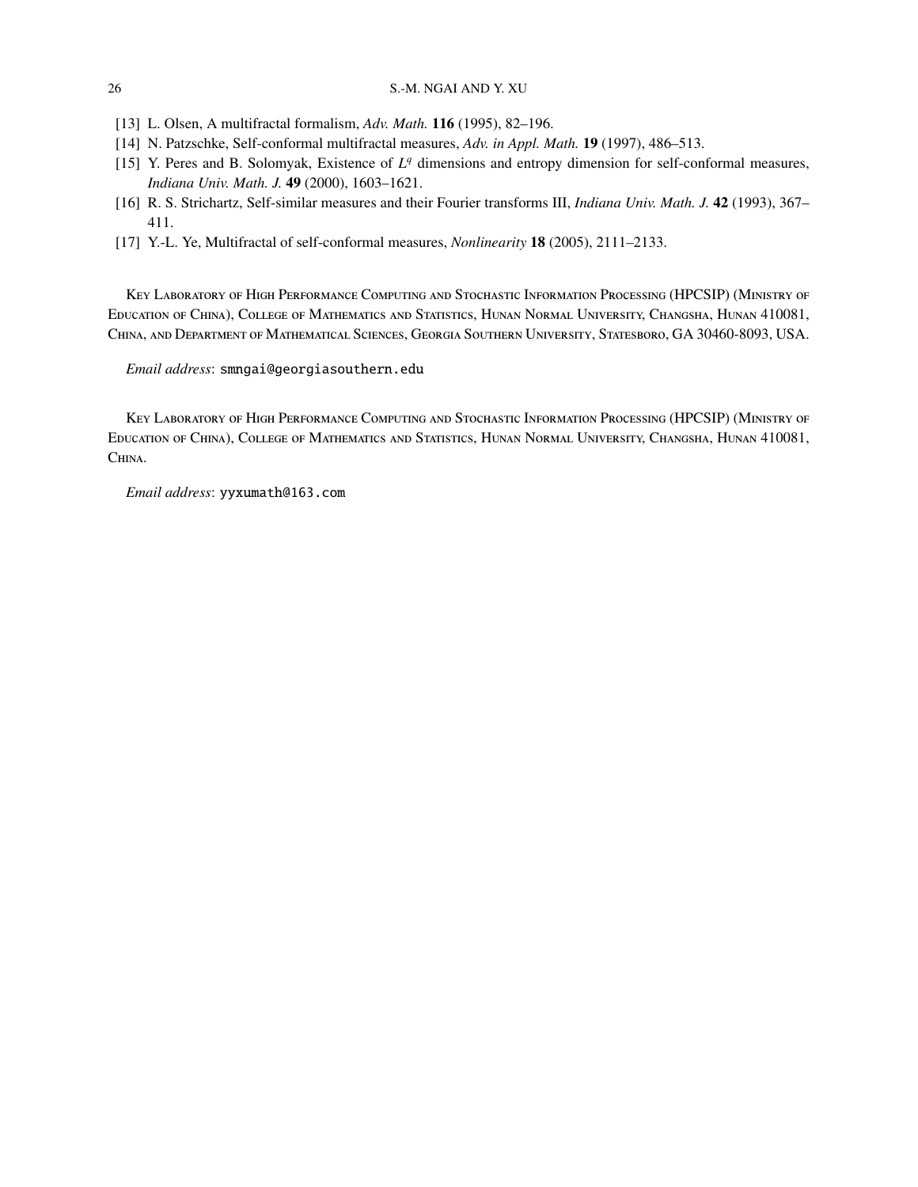[13] L. Olsen, A multifractal formalism, *Adv. Math.* **116** (1995), 82–196.

[14] N. Patzschke, Self-conformal multifractal measures, *Adv. in Appl. Math.* **19** (1997), 486–513.

[15] Y. Peres and B. Solomyak, Existence of $L^q$ dimensions and entropy dimension for self-conformal measures, *Indiana Univ. Math. J.* **49** (2000), 1603–1621.

[16] R. S. Strichartz, Self-similar measures and their Fourier transforms III, *Indiana Univ. Math. J.* **42** (1993), 367–411.

[17] Y.-L. Ye, Multifractal of self-conformal measures, *Nonlinearity* **18** (2005), 2111–2133.

Key Laboratory of High Performance Computing and Stochastic Information Processing (HPCSIP) (Ministry of Education of China), College of Mathematics and Statistics, Hunan Normal University, Changsha, Hunan 410081, China, and Department of Mathematical Sciences, Georgia Southern University, Statesboro, GA 30460-8093, USA.

*Email address*: smngai@georgiasouthern.edu

Key Laboratory of High Performance Computing and Stochastic Information Processing (HPCSIP) (Ministry of Education of China), College of Mathematics and Statistics, Hunan Normal University, Changsha, Hunan 410081, China.

*Email address*: yyxumath@163.com